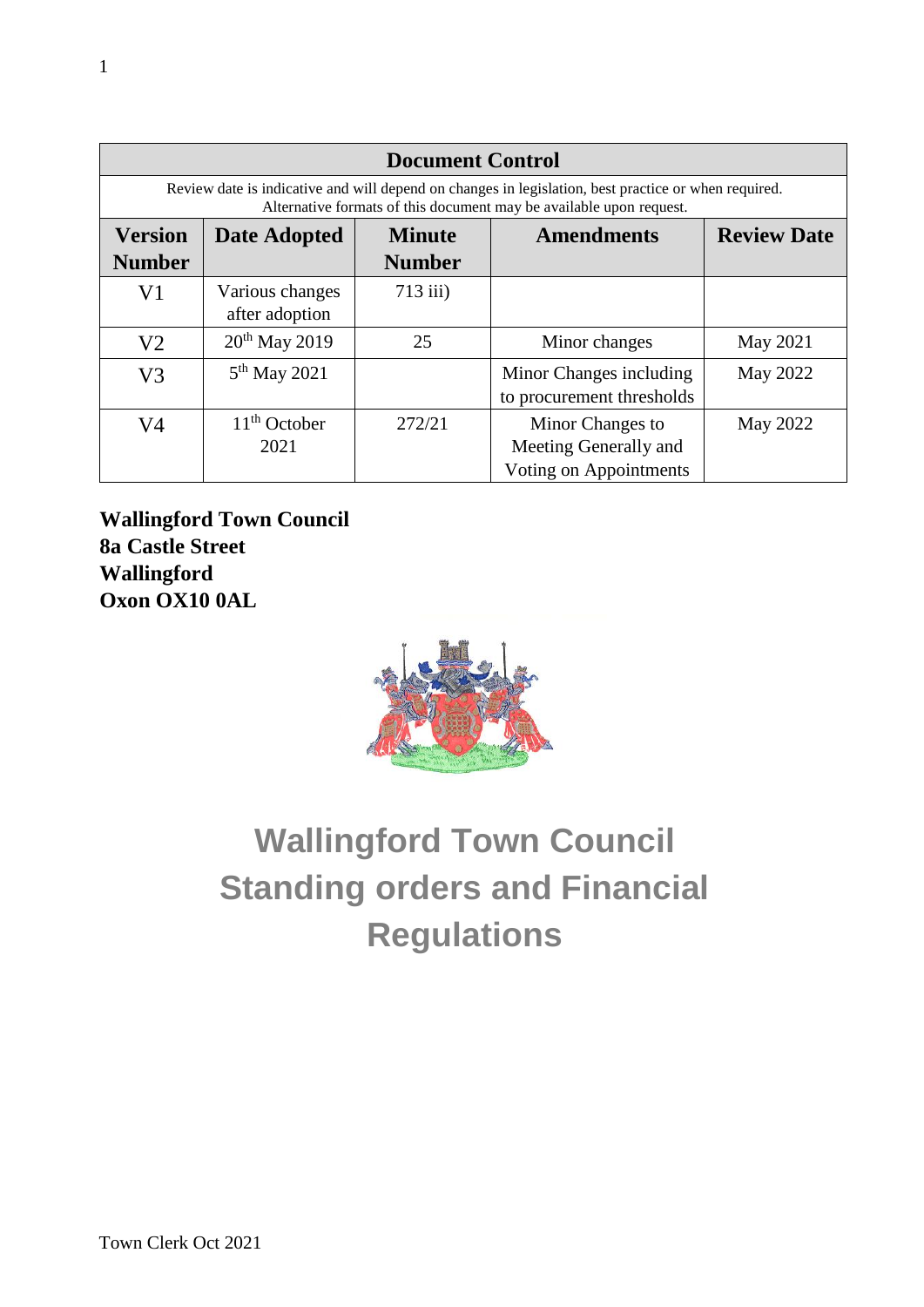| Document Control | | | | |
|---|---|---|---|---|
| Review date is indicative and will depend on changes in legislation, best practice or when required. Alternative formats of this document may be available upon request. | | | | |
| **Version Number** | **Date Adopted** | **Minute Number** | **Amendments** | **Review Date** |
| V1 | Various changes after adoption | 713 iii) | | |
| V2 | 20th May 2019 | 25 | Minor changes | May 2021 |
| V3 | 5th May 2021 | | Minor Changes including to procurement thresholds | May 2022 |
| V4 | 11th October 2021 | 272/21 | Minor Changes to Meeting Generally and Voting on Appointments | May 2022 |

**Wallingford Town Council**
**8a Castle Street**
**Wallingford**
**Oxon OX10 0AL**

# Wallingford Town Council Standing orders and Financial Regulations

Town Clerk Oct 2021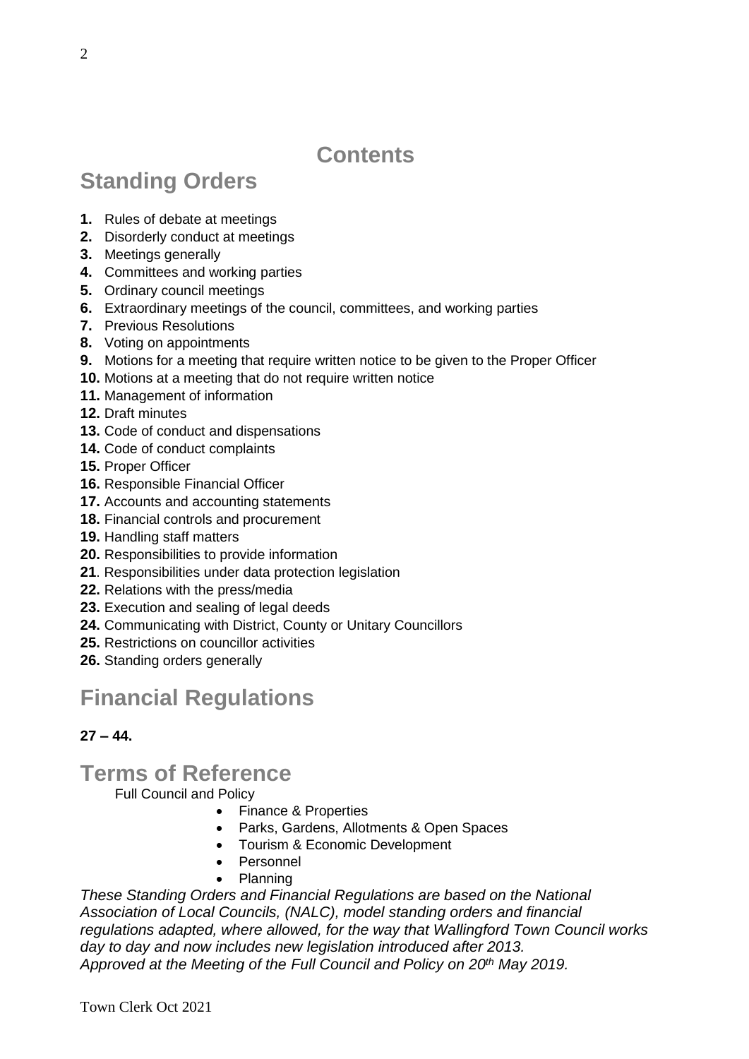# Contents

## Standing Orders

**1.** Rules of debate at meetings
**2.** Disorderly conduct at meetings
**3.** Meetings generally
**4.** Committees and working parties
**5.** Ordinary council meetings
**6.** Extraordinary meetings of the council, committees, and working parties
**7.** Previous Resolutions
**8.** Voting on appointments
**9.** Motions for a meeting that require written notice to be given to the Proper Officer
**10.** Motions at a meeting that do not require written notice
**11.** Management of information
**12.** Draft minutes
**13.** Code of conduct and dispensations
**14.** Code of conduct complaints
**15.** Proper Officer
**16.** Responsible Financial Officer
**17.** Accounts and accounting statements
**18.** Financial controls and procurement
**19.** Handling staff matters
**20.** Responsibilities to provide information
**21**. Responsibilities under data protection legislation
**22.** Relations with the press/media
**23.** Execution and sealing of legal deeds
**24.** Communicating with District, County or Unitary Councillors
**25.** Restrictions on councillor activities
**26.** Standing orders generally

## Financial Regulations

**27 – 44.**

## Terms of Reference

Full Council and Policy

- Finance & Properties
- Parks, Gardens, Allotments & Open Spaces
- Tourism & Economic Development
- Personnel
- Planning

*These Standing Orders and Financial Regulations are based on the National Association of Local Councils, (NALC), model standing orders and financial regulations adapted, where allowed, for the way that Wallingford Town Council works day to day and now includes new legislation introduced after 2013.*
*Approved at the Meeting of the Full Council and Policy on 20th May 2019.*

Town Clerk Oct 2021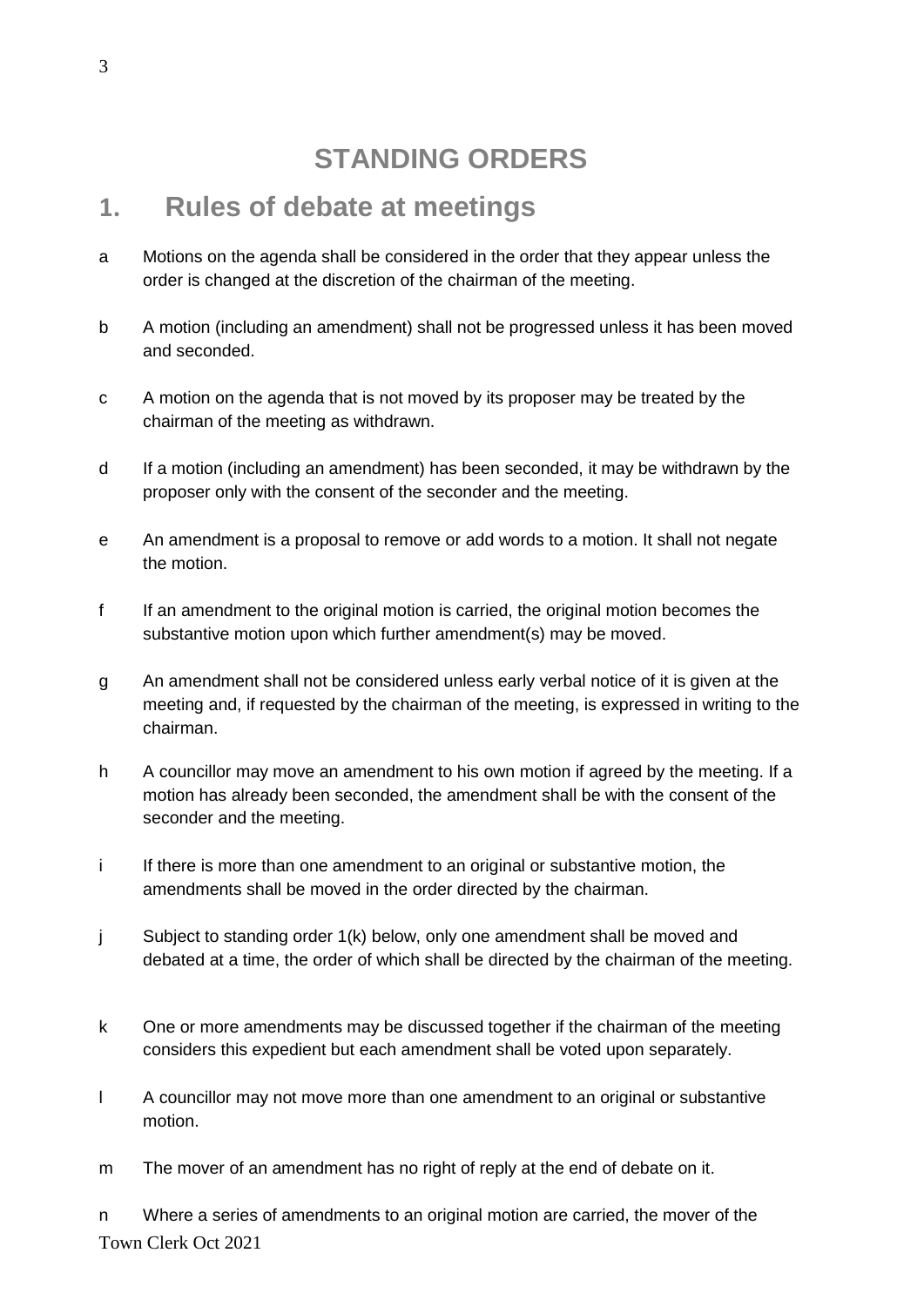# STANDING ORDERS

## 1. Rules of debate at meetings

a Motions on the agenda shall be considered in the order that they appear unless the order is changed at the discretion of the chairman of the meeting.

b A motion (including an amendment) shall not be progressed unless it has been moved and seconded.

c A motion on the agenda that is not moved by its proposer may be treated by the chairman of the meeting as withdrawn.

d If a motion (including an amendment) has been seconded, it may be withdrawn by the proposer only with the consent of the seconder and the meeting.

e An amendment is a proposal to remove or add words to a motion. It shall not negate the motion.

f If an amendment to the original motion is carried, the original motion becomes the substantive motion upon which further amendment(s) may be moved.

g An amendment shall not be considered unless early verbal notice of it is given at the meeting and, if requested by the chairman of the meeting, is expressed in writing to the chairman.

h A councillor may move an amendment to his own motion if agreed by the meeting. If a motion has already been seconded, the amendment shall be with the consent of the seconder and the meeting.

i If there is more than one amendment to an original or substantive motion, the amendments shall be moved in the order directed by the chairman.

j Subject to standing order 1(k) below, only one amendment shall be moved and debated at a time, the order of which shall be directed by the chairman of the meeting.

k One or more amendments may be discussed together if the chairman of the meeting considers this expedient but each amendment shall be voted upon separately.

l A councillor may not move more than one amendment to an original or substantive motion.

m The mover of an amendment has no right of reply at the end of debate on it.

n Where a series of amendments to an original motion are carried, the mover of the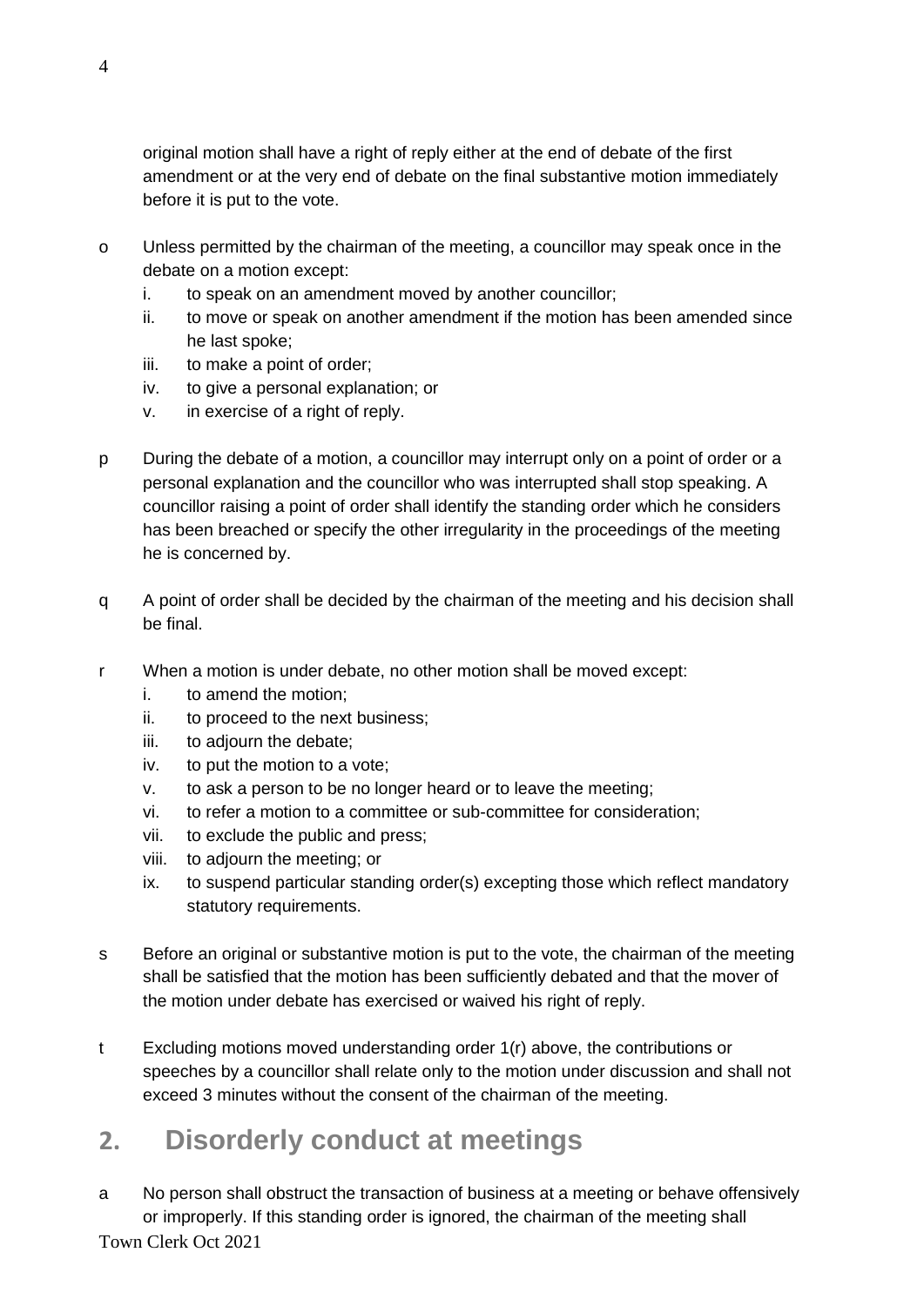original motion shall have a right of reply either at the end of debate of the first amendment or at the very end of debate on the final substantive motion immediately before it is put to the vote.

o Unless permitted by the chairman of the meeting, a councillor may speak once in the debate on a motion except:
   i. to speak on an amendment moved by another councillor;
   ii. to move or speak on another amendment if the motion has been amended since he last spoke;
   iii. to make a point of order;
   iv. to give a personal explanation; or
   v. in exercise of a right of reply.

p During the debate of a motion, a councillor may interrupt only on a point of order or a personal explanation and the councillor who was interrupted shall stop speaking. A councillor raising a point of order shall identify the standing order which he considers has been breached or specify the other irregularity in the proceedings of the meeting he is concerned by.

q A point of order shall be decided by the chairman of the meeting and his decision shall be final.

r When a motion is under debate, no other motion shall be moved except:
   i. to amend the motion;
   ii. to proceed to the next business;
   iii. to adjourn the debate;
   iv. to put the motion to a vote;
   v. to ask a person to be no longer heard or to leave the meeting;
   vi. to refer a motion to a committee or sub-committee for consideration;
   vii. to exclude the public and press;
   viii. to adjourn the meeting; or
   ix. to suspend particular standing order(s) excepting those which reflect mandatory statutory requirements.

s Before an original or substantive motion is put to the vote, the chairman of the meeting shall be satisfied that the motion has been sufficiently debated and that the mover of the motion under debate has exercised or waived his right of reply.

t Excluding motions moved understanding order 1(r) above, the contributions or speeches by a councillor shall relate only to the motion under discussion and shall not exceed 3 minutes without the consent of the chairman of the meeting.

## 2. Disorderly conduct at meetings

a No person shall obstruct the transaction of business at a meeting or behave offensively or improperly. If this standing order is ignored, the chairman of the meeting shall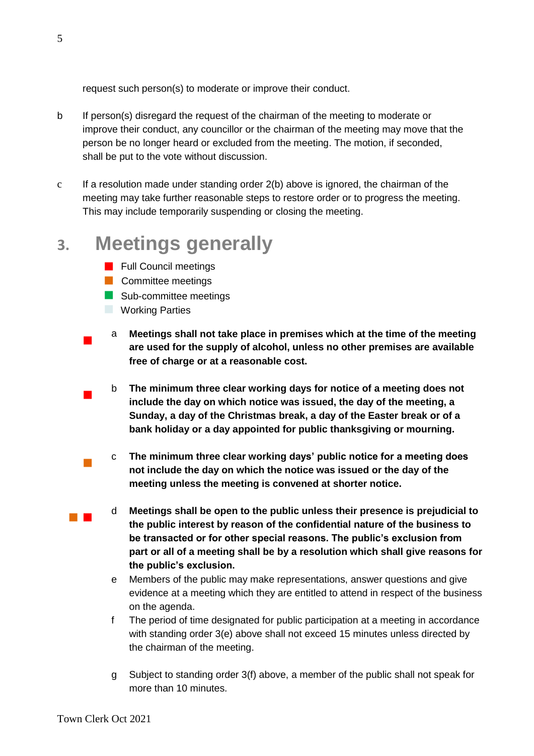request such person(s) to moderate or improve their conduct.

b If person(s) disregard the request of the chairman of the meeting to moderate or improve their conduct, any councillor or the chairman of the meeting may move that the person be no longer heard or excluded from the meeting. The motion, if seconded, shall be put to the vote without discussion.

c If a resolution made under standing order 2(b) above is ignored, the chairman of the meeting may take further reasonable steps to restore order or to progress the meeting. This may include temporarily suspending or closing the meeting.

## 3. Meetings generally

- Full Council meetings
- Committee meetings
- Sub-committee meetings
- Working Parties

a **Meetings shall not take place in premises which at the time of the meeting are used for the supply of alcohol, unless no other premises are available free of charge or at a reasonable cost.**

b **The minimum three clear working days for notice of a meeting does not include the day on which notice was issued, the day of the meeting, a Sunday, a day of the Christmas break, a day of the Easter break or of a bank holiday or a day appointed for public thanksgiving or mourning.**

c **The minimum three clear working days' public notice for a meeting does not include the day on which the notice was issued or the day of the meeting unless the meeting is convened at shorter notice.**

d **Meetings shall be open to the public unless their presence is prejudicial to the public interest by reason of the confidential nature of the business to be transacted or for other special reasons. The public's exclusion from part or all of a meeting shall be by a resolution which shall give reasons for the public's exclusion.**

e Members of the public may make representations, answer questions and give evidence at a meeting which they are entitled to attend in respect of the business on the agenda.

f The period of time designated for public participation at a meeting in accordance with standing order 3(e) above shall not exceed 15 minutes unless directed by the chairman of the meeting.

g Subject to standing order 3(f) above, a member of the public shall not speak for more than 10 minutes.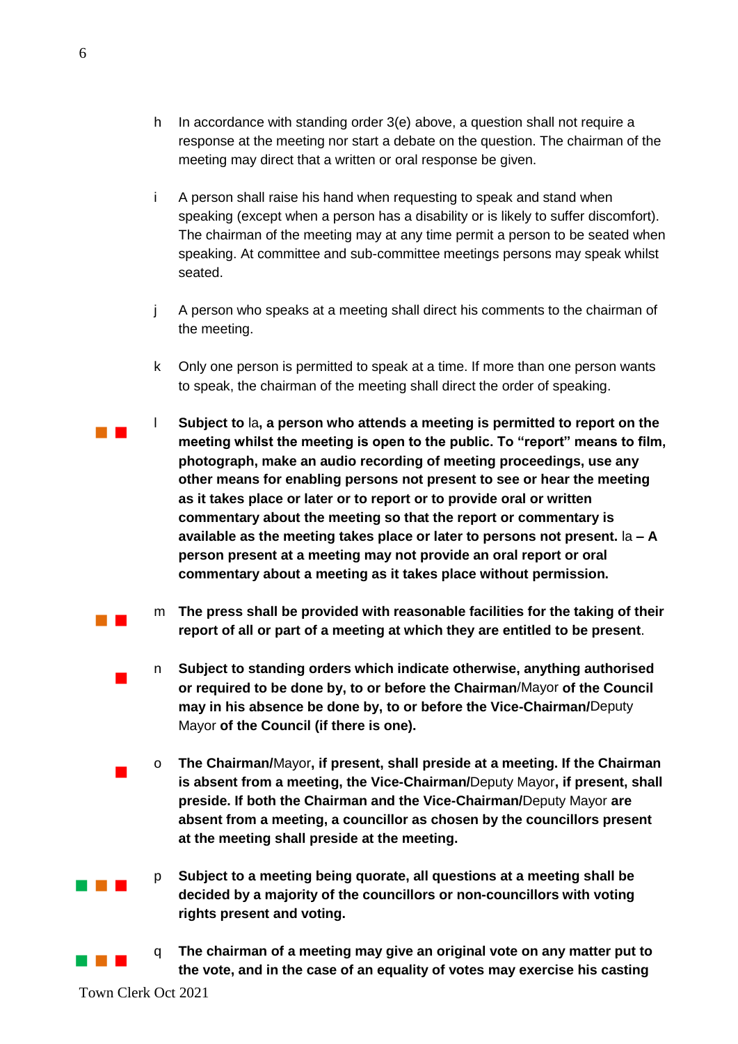h In accordance with standing order 3(e) above, a question shall not require a response at the meeting nor start a debate on the question. The chairman of the meeting may direct that a written or oral response be given.

i A person shall raise his hand when requesting to speak and stand when speaking (except when a person has a disability or is likely to suffer discomfort). The chairman of the meeting may at any time permit a person to be seated when speaking. At committee and sub-committee meetings persons may speak whilst seated.

j A person who speaks at a meeting shall direct his comments to the chairman of the meeting.

k Only one person is permitted to speak at a time. If more than one person wants to speak, the chairman of the meeting shall direct the order of speaking.

l **Subject to** la**, a person who attends a meeting is permitted to report on the meeting whilst the meeting is open to the public. To "report" means to film, photograph, make an audio recording of meeting proceedings, use any other means for enabling persons not present to see or hear the meeting as it takes place or later or to report or to provide oral or written commentary about the meeting so that the report or commentary is available as the meeting takes place or later to persons not present.** la **– A person present at a meeting may not provide an oral report or oral commentary about a meeting as it takes place without permission.**

m **The press shall be provided with reasonable facilities for the taking of their report of all or part of a meeting at which they are entitled to be present**.

n **Subject to standing orders which indicate otherwise, anything authorised or required to be done by, to or before the Chairman**/Mayor **of the Council may in his absence be done by, to or before the Vice-Chairman/**Deputy Mayor **of the Council (if there is one).**

o **The Chairman/**Mayor**, if present, shall preside at a meeting. If the Chairman is absent from a meeting, the Vice-Chairman/**Deputy Mayor**, if present, shall preside. If both the Chairman and the Vice-Chairman/**Deputy Mayor **are absent from a meeting, a councillor as chosen by the councillors present at the meeting shall preside at the meeting.**

p **Subject to a meeting being quorate, all questions at a meeting shall be decided by a majority of the councillors or non-councillors with voting rights present and voting.**

q **The chairman of a meeting may give an original vote on any matter put to the vote, and in the case of an equality of votes may exercise his casting**

Town Clerk Oct 2021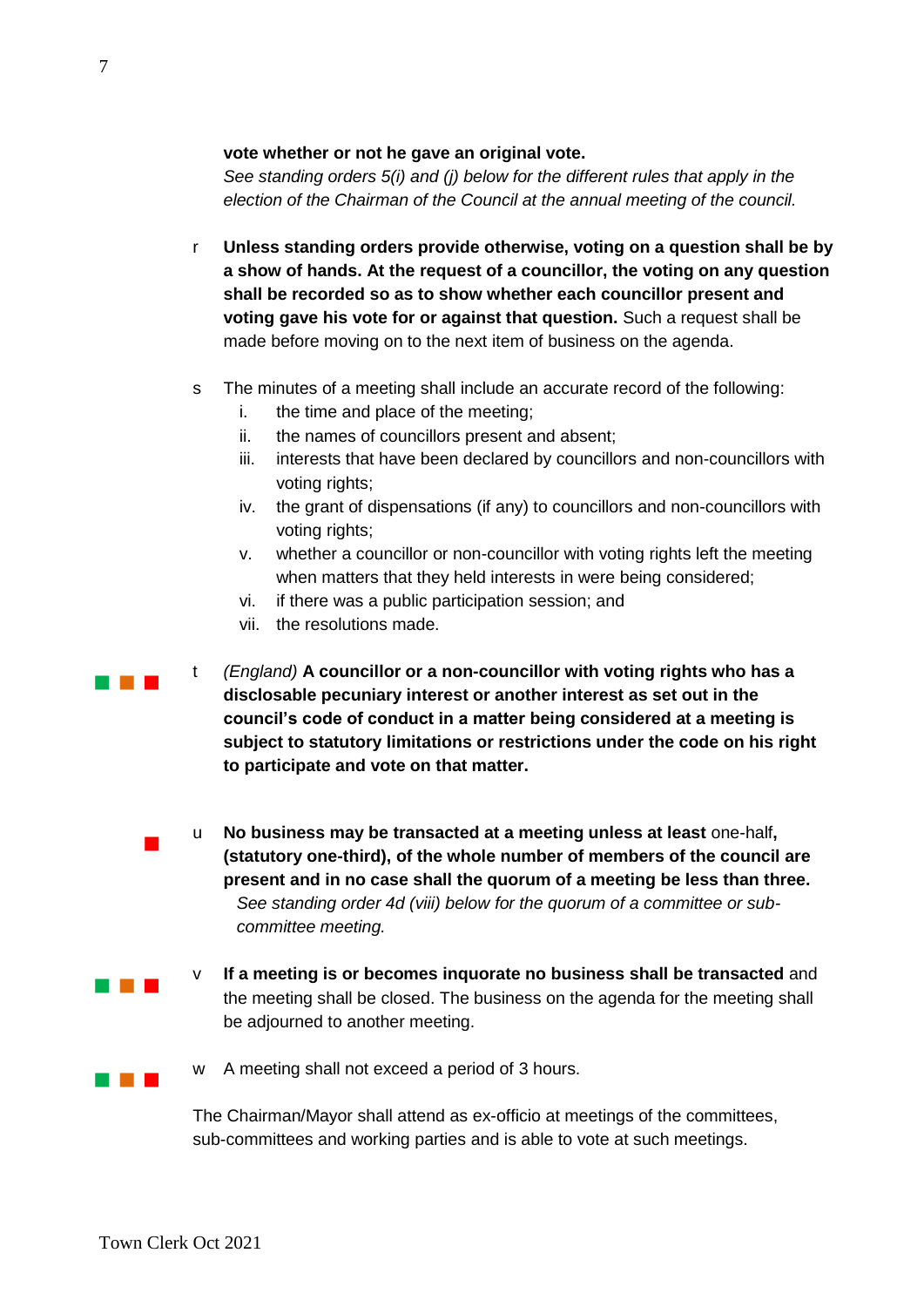**vote whether or not he gave an original vote.**
*See standing orders 5(i) and (j) below for the different rules that apply in the election of the Chairman of the Council at the annual meeting of the council.*

r **Unless standing orders provide otherwise, voting on a question shall be by a show of hands. At the request of a councillor, the voting on any question shall be recorded so as to show whether each councillor present and voting gave his vote for or against that question.** Such a request shall be made before moving on to the next item of business on the agenda.

s The minutes of a meeting shall include an accurate record of the following:

i. the time and place of the meeting;
ii. the names of councillors present and absent;
iii. interests that have been declared by councillors and non-councillors with voting rights;
iv. the grant of dispensations (if any) to councillors and non-councillors with voting rights;
v. whether a councillor or non-councillor with voting rights left the meeting when matters that they held interests in were being considered;
vi. if there was a public participation session; and
vii. the resolutions made.

t *(England)* **A councillor or a non-councillor with voting rights who has a disclosable pecuniary interest or another interest as set out in the council's code of conduct in a matter being considered at a meeting is subject to statutory limitations or restrictions under the code on his right to participate and vote on that matter.**

u **No business may be transacted at a meeting unless at least** one-half**, (statutory one-third), of the whole number of members of the council are present and in no case shall the quorum of a meeting be less than three.**
*See standing order 4d (viii) below for the quorum of a committee or sub-committee meeting.*

v **If a meeting is or becomes inquorate no business shall be transacted** and the meeting shall be closed. The business on the agenda for the meeting shall be adjourned to another meeting.

w A meeting shall not exceed a period of 3 hours.

The Chairman/Mayor shall attend as ex-officio at meetings of the committees, sub-committees and working parties and is able to vote at such meetings.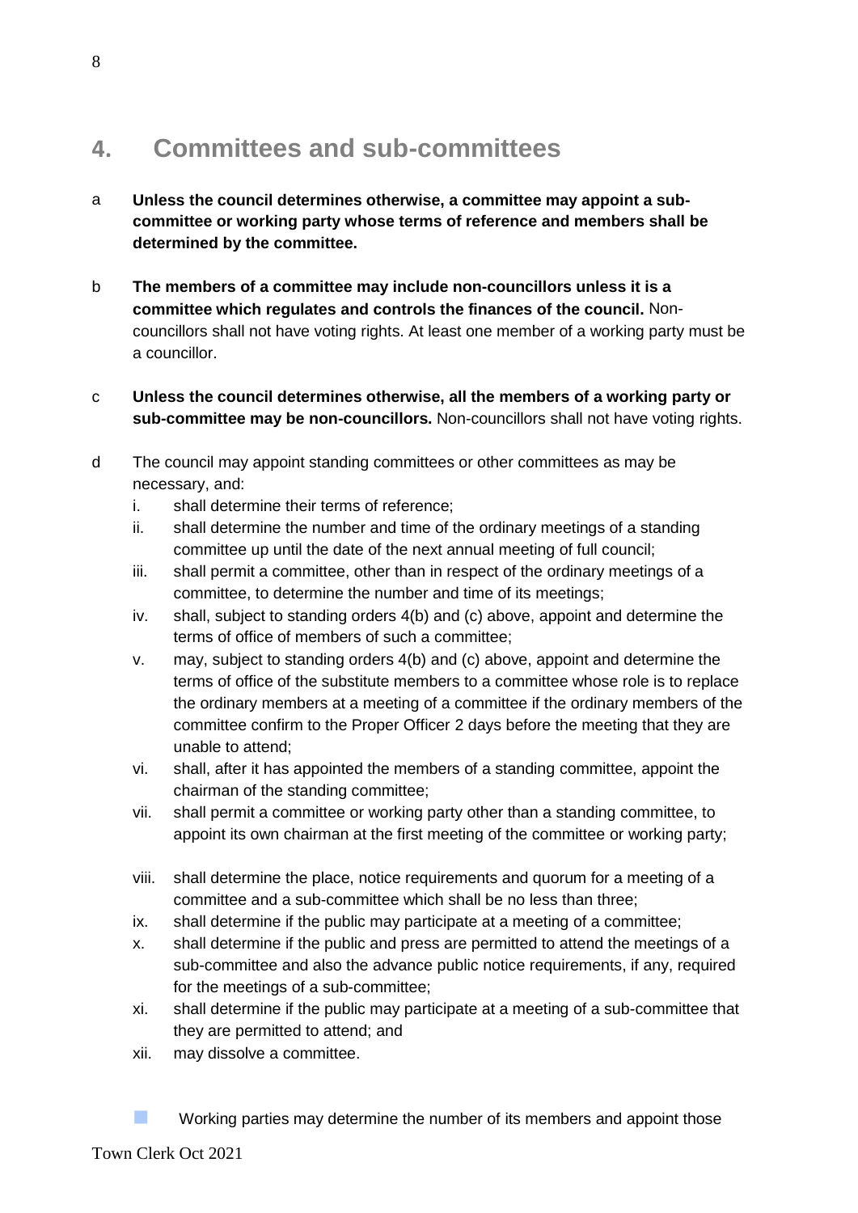## 4. Committees and sub-committees

a **Unless the council determines otherwise, a committee may appoint a sub-committee or working party whose terms of reference and members shall be determined by the committee.**

b **The members of a committee may include non-councillors unless it is a committee which regulates and controls the finances of the council.** Non-councillors shall not have voting rights. At least one member of a working party must be a councillor.

c **Unless the council determines otherwise, all the members of a working party or sub-committee may be non-councillors.** Non-councillors shall not have voting rights.

d The council may appoint standing committees or other committees as may be necessary, and:

i. shall determine their terms of reference;
ii. shall determine the number and time of the ordinary meetings of a standing committee up until the date of the next annual meeting of full council;
iii. shall permit a committee, other than in respect of the ordinary meetings of a committee, to determine the number and time of its meetings;
iv. shall, subject to standing orders 4(b) and (c) above, appoint and determine the terms of office of members of such a committee;
v. may, subject to standing orders 4(b) and (c) above, appoint and determine the terms of office of the substitute members to a committee whose role is to replace the ordinary members at a meeting of a committee if the ordinary members of the committee confirm to the Proper Officer 2 days before the meeting that they are unable to attend;
vi. shall, after it has appointed the members of a standing committee, appoint the chairman of the standing committee;
vii. shall permit a committee or working party other than a standing committee, to appoint its own chairman at the first meeting of the committee or working party;
viii. shall determine the place, notice requirements and quorum for a meeting of a committee and a sub-committee which shall be no less than three;
ix. shall determine if the public may participate at a meeting of a committee;
x. shall determine if the public and press are permitted to attend the meetings of a sub-committee and also the advance public notice requirements, if any, required for the meetings of a sub-committee;
xi. shall determine if the public may participate at a meeting of a sub-committee that they are permitted to attend; and
xii. may dissolve a committee.

- Working parties may determine the number of its members and appoint those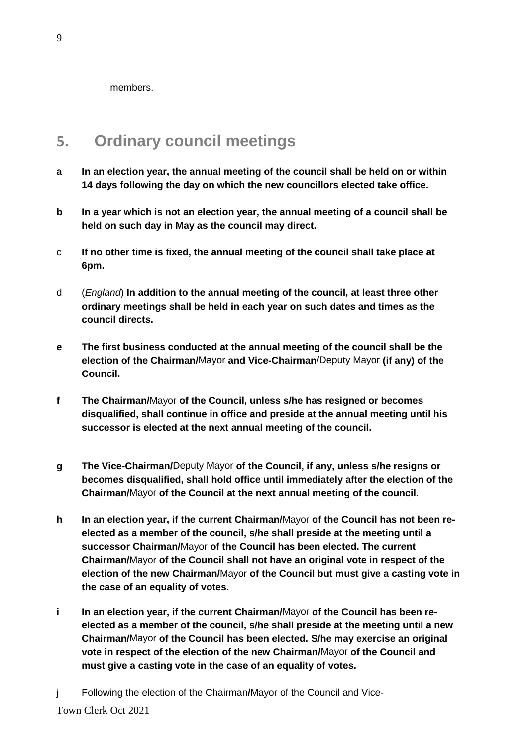members.

## 5. Ordinary council meetings

**a In an election year, the annual meeting of the council shall be held on or within 14 days following the day on which the new councillors elected take office.**

**b In a year which is not an election year, the annual meeting of a council shall be held on such day in May as the council may direct.**

c **If no other time is fixed, the annual meeting of the council shall take place at 6pm.**

d (*England*) **In addition to the annual meeting of the council, at least three other ordinary meetings shall be held in each year on such dates and times as the council directs.**

**e The first business conducted at the annual meeting of the council shall be the election of the Chairman/**Mayor **and Vice-Chairman**/Deputy Mayor **(if any) of the Council.**

**f The Chairman/**Mayor **of the Council, unless s/he has resigned or becomes disqualified, shall continue in office and preside at the annual meeting until his successor is elected at the next annual meeting of the council.**

**g The Vice-Chairman/**Deputy Mayor **of the Council, if any, unless s/he resigns or becomes disqualified, shall hold office until immediately after the election of the Chairman/**Mayor **of the Council at the next annual meeting of the council.**

**h In an election year, if the current Chairman/**Mayor **of the Council has not been re-elected as a member of the council, s/he shall preside at the meeting until a successor Chairman/**Mayor **of the Council has been elected. The current Chairman/**Mayor **of the Council shall not have an original vote in respect of the election of the new Chairman/**Mayor **of the Council but must give a casting vote in the case of an equality of votes.**

**i In an election year, if the current Chairman/**Mayor **of the Council has been re-elected as a member of the council, s/he shall preside at the meeting until a new Chairman/**Mayor **of the Council has been elected. S/he may exercise an original vote in respect of the election of the new Chairman/**Mayor **of the Council and must give a casting vote in the case of an equality of votes.**

j Following the election of the Chairman**/**Mayor of the Council and Vice-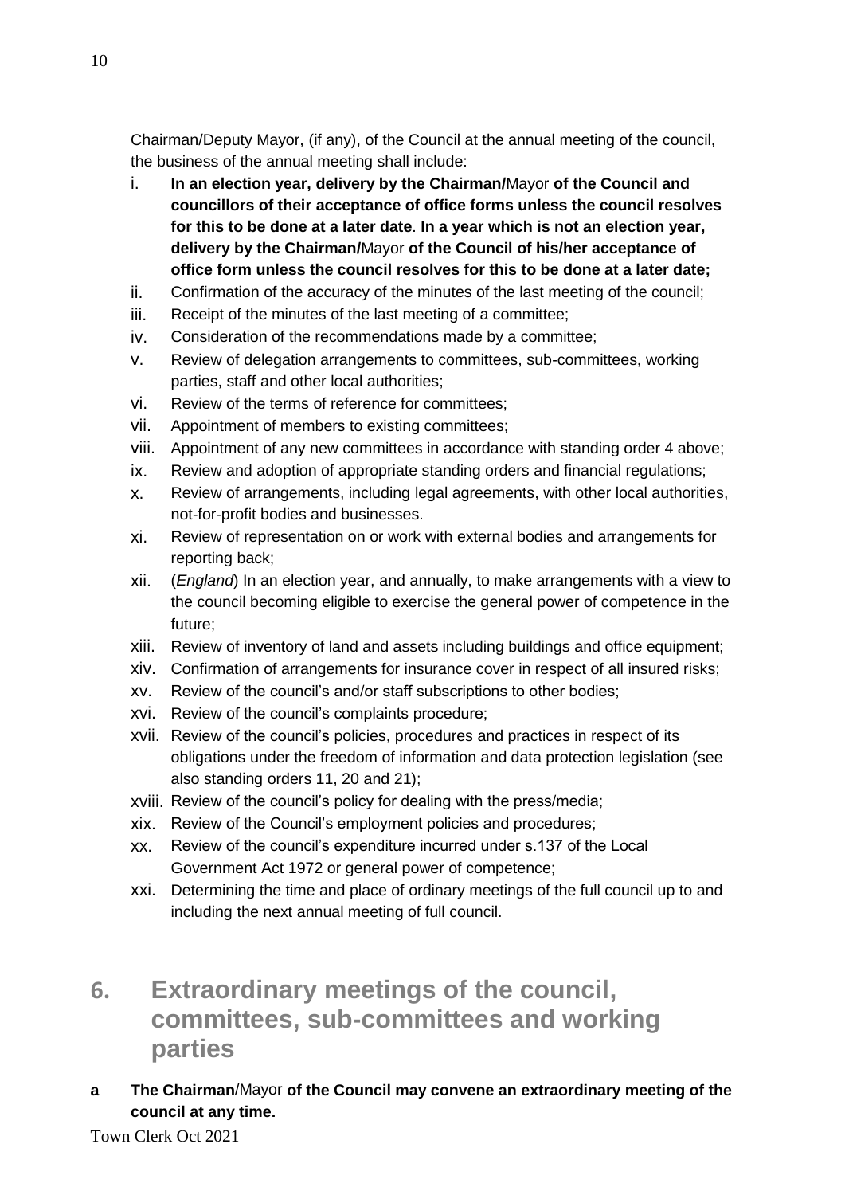Chairman/Deputy Mayor, (if any), of the Council at the annual meeting of the council, the business of the annual meeting shall include:

i. **In an election year, delivery by the Chairman/**Mayor **of the Council and councillors of their acceptance of office forms unless the council resolves for this to be done at a later date**. **In a year which is not an election year, delivery by the Chairman/**Mayor **of the Council of his/her acceptance of office form unless the council resolves for this to be done at a later date;**
ii. Confirmation of the accuracy of the minutes of the last meeting of the council;
iii. Receipt of the minutes of the last meeting of a committee;
iv. Consideration of the recommendations made by a committee;
v. Review of delegation arrangements to committees, sub-committees, working parties, staff and other local authorities;
vi. Review of the terms of reference for committees;
vii. Appointment of members to existing committees;
viii. Appointment of any new committees in accordance with standing order 4 above;
ix. Review and adoption of appropriate standing orders and financial regulations;
x. Review of arrangements, including legal agreements, with other local authorities, not-for-profit bodies and businesses.
xi. Review of representation on or work with external bodies and arrangements for reporting back;
xii. (*England*) In an election year, and annually, to make arrangements with a view to the council becoming eligible to exercise the general power of competence in the future;
xiii. Review of inventory of land and assets including buildings and office equipment;
xiv. Confirmation of arrangements for insurance cover in respect of all insured risks;
xv. Review of the council's and/or staff subscriptions to other bodies;
xvi. Review of the council's complaints procedure;
xvii. Review of the council's policies, procedures and practices in respect of its obligations under the freedom of information and data protection legislation (see also standing orders 11, 20 and 21);
xviii. Review of the council's policy for dealing with the press/media;
xix. Review of the Council's employment policies and procedures;
xx. Review of the council's expenditure incurred under s.137 of the Local Government Act 1972 or general power of competence;
xxi. Determining the time and place of ordinary meetings of the full council up to and including the next annual meeting of full council.

## 6. Extraordinary meetings of the council, committees, sub-committees and working parties

**a The Chairman**/Mayor **of the Council may convene an extraordinary meeting of the council at any time.**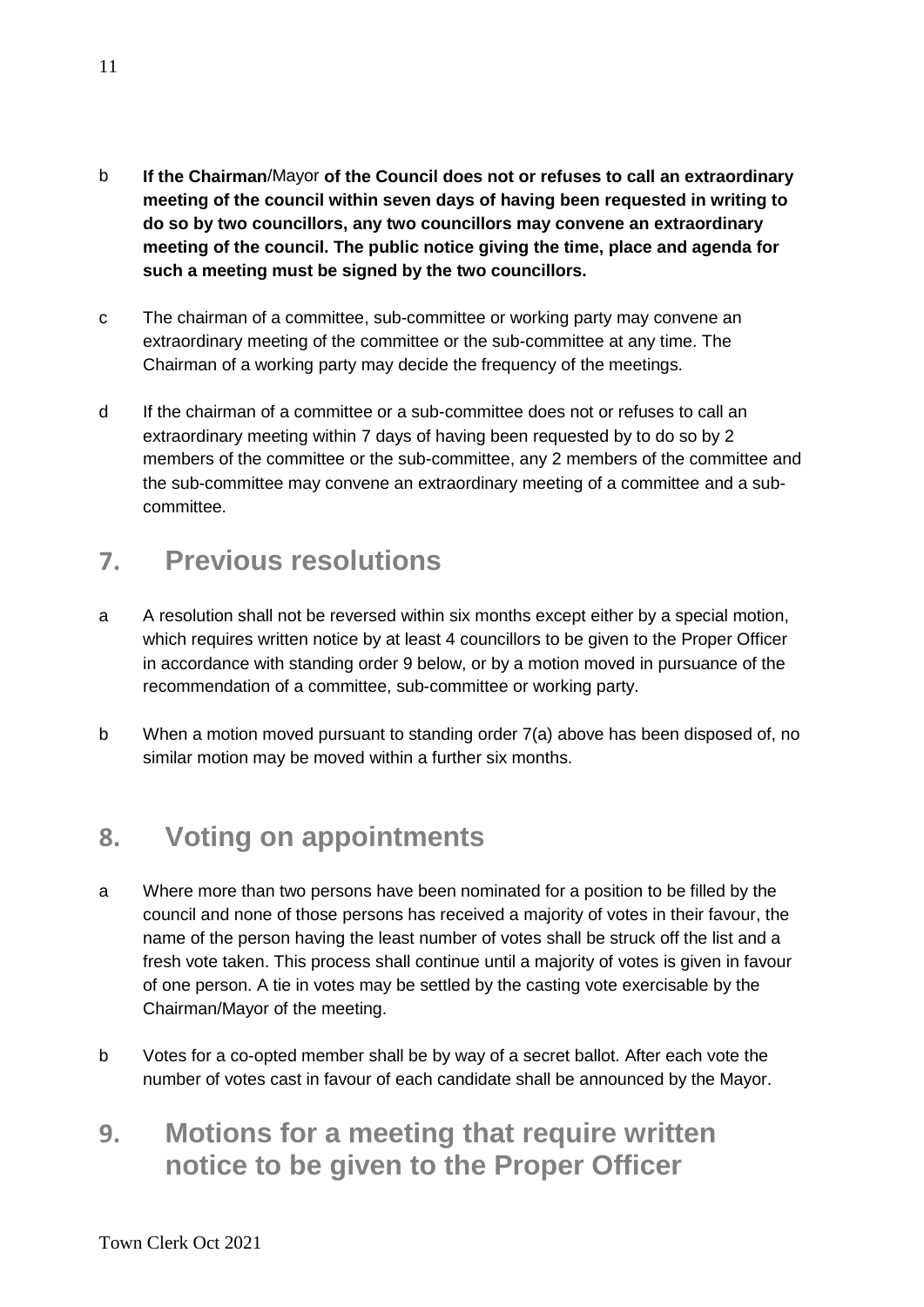b **If the Chairman**/Mayor **of the Council does not or refuses to call an extraordinary meeting of the council within seven days of having been requested in writing to do so by two councillors, any two councillors may convene an extraordinary meeting of the council. The public notice giving the time, place and agenda for such a meeting must be signed by the two councillors.**

c The chairman of a committee, sub-committee or working party may convene an extraordinary meeting of the committee or the sub-committee at any time. The Chairman of a working party may decide the frequency of the meetings.

d If the chairman of a committee or a sub-committee does not or refuses to call an extraordinary meeting within 7 days of having been requested by to do so by 2 members of the committee or the sub-committee, any 2 members of the committee and the sub-committee may convene an extraordinary meeting of a committee and a sub-committee.

## 7. Previous resolutions

a A resolution shall not be reversed within six months except either by a special motion, which requires written notice by at least 4 councillors to be given to the Proper Officer in accordance with standing order 9 below, or by a motion moved in pursuance of the recommendation of a committee, sub-committee or working party.

b When a motion moved pursuant to standing order 7(a) above has been disposed of, no similar motion may be moved within a further six months.

## 8. Voting on appointments

a Where more than two persons have been nominated for a position to be filled by the council and none of those persons has received a majority of votes in their favour, the name of the person having the least number of votes shall be struck off the list and a fresh vote taken. This process shall continue until a majority of votes is given in favour of one person. A tie in votes may be settled by the casting vote exercisable by the Chairman/Mayor of the meeting.

b Votes for a co-opted member shall be by way of a secret ballot. After each vote the number of votes cast in favour of each candidate shall be announced by the Mayor.

## 9. Motions for a meeting that require written notice to be given to the Proper Officer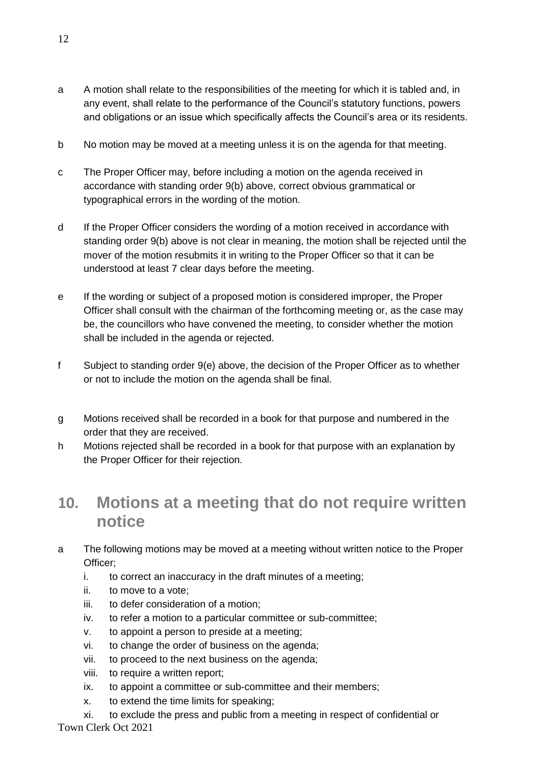a A motion shall relate to the responsibilities of the meeting for which it is tabled and, in any event, shall relate to the performance of the Council's statutory functions, powers and obligations or an issue which specifically affects the Council's area or its residents.

b No motion may be moved at a meeting unless it is on the agenda for that meeting.

c The Proper Officer may, before including a motion on the agenda received in accordance with standing order 9(b) above, correct obvious grammatical or typographical errors in the wording of the motion.

d If the Proper Officer considers the wording of a motion received in accordance with standing order 9(b) above is not clear in meaning, the motion shall be rejected until the mover of the motion resubmits it in writing to the Proper Officer so that it can be understood at least 7 clear days before the meeting.

e If the wording or subject of a proposed motion is considered improper, the Proper Officer shall consult with the chairman of the forthcoming meeting or, as the case may be, the councillors who have convened the meeting, to consider whether the motion shall be included in the agenda or rejected.

f Subject to standing order 9(e) above, the decision of the Proper Officer as to whether or not to include the motion on the agenda shall be final.

g Motions received shall be recorded in a book for that purpose and numbered in the order that they are received.

h Motions rejected shall be recorded in a book for that purpose with an explanation by the Proper Officer for their rejection.

## 10. Motions at a meeting that do not require written notice

a The following motions may be moved at a meeting without written notice to the Proper Officer;

i. to correct an inaccuracy in the draft minutes of a meeting;
ii. to move to a vote;
iii. to defer consideration of a motion;
iv. to refer a motion to a particular committee or sub-committee;
v. to appoint a person to preside at a meeting;
vi. to change the order of business on the agenda;
vii. to proceed to the next business on the agenda;
viii. to require a written report;
ix. to appoint a committee or sub-committee and their members;
x. to extend the time limits for speaking;
xi. to exclude the press and public from a meeting in respect of confidential or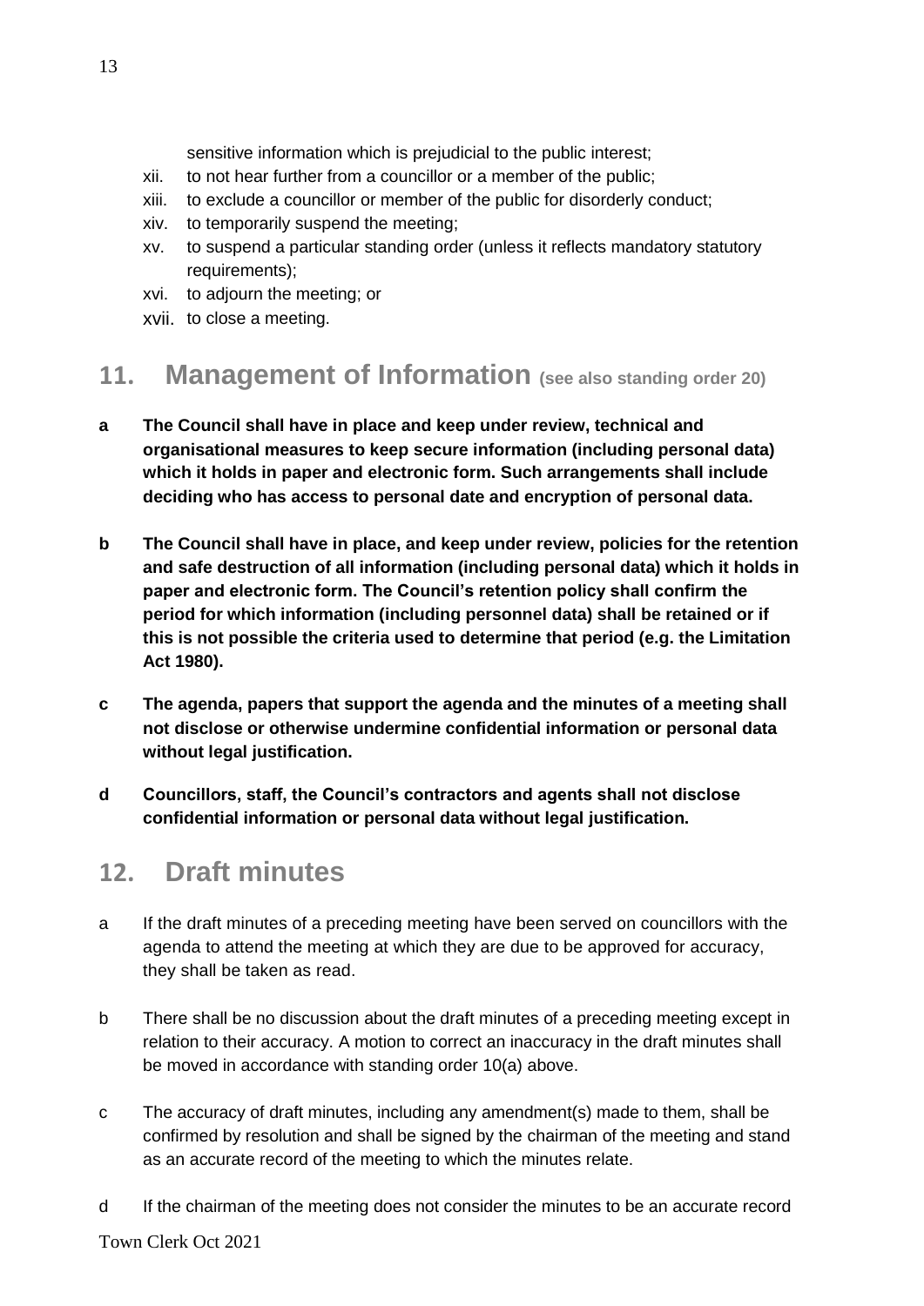sensitive information which is prejudicial to the public interest;

xii. to not hear further from a councillor or a member of the public;

xiii. to exclude a councillor or member of the public for disorderly conduct;

xiv. to temporarily suspend the meeting;

xv. to suspend a particular standing order (unless it reflects mandatory statutory requirements);

xvi. to adjourn the meeting; or

xvii. to close a meeting.

## 11. Management of Information (see also standing order 20)

**a The Council shall have in place and keep under review, technical and organisational measures to keep secure information (including personal data) which it holds in paper and electronic form. Such arrangements shall include deciding who has access to personal date and encryption of personal data.**

**b The Council shall have in place, and keep under review, policies for the retention and safe destruction of all information (including personal data) which it holds in paper and electronic form. The Council's retention policy shall confirm the period for which information (including personnel data) shall be retained or if this is not possible the criteria used to determine that period (e.g. the Limitation Act 1980).**

**c The agenda, papers that support the agenda and the minutes of a meeting shall not disclose or otherwise undermine confidential information or personal data without legal justification.**

**d Councillors, staff, the Council's contractors and agents shall not disclose confidential information or personal data without legal justification.**

## 12. Draft minutes

a If the draft minutes of a preceding meeting have been served on councillors with the agenda to attend the meeting at which they are due to be approved for accuracy, they shall be taken as read.

b There shall be no discussion about the draft minutes of a preceding meeting except in relation to their accuracy. A motion to correct an inaccuracy in the draft minutes shall be moved in accordance with standing order 10(a) above.

c The accuracy of draft minutes, including any amendment(s) made to them, shall be confirmed by resolution and shall be signed by the chairman of the meeting and stand as an accurate record of the meeting to which the minutes relate.

d If the chairman of the meeting does not consider the minutes to be an accurate record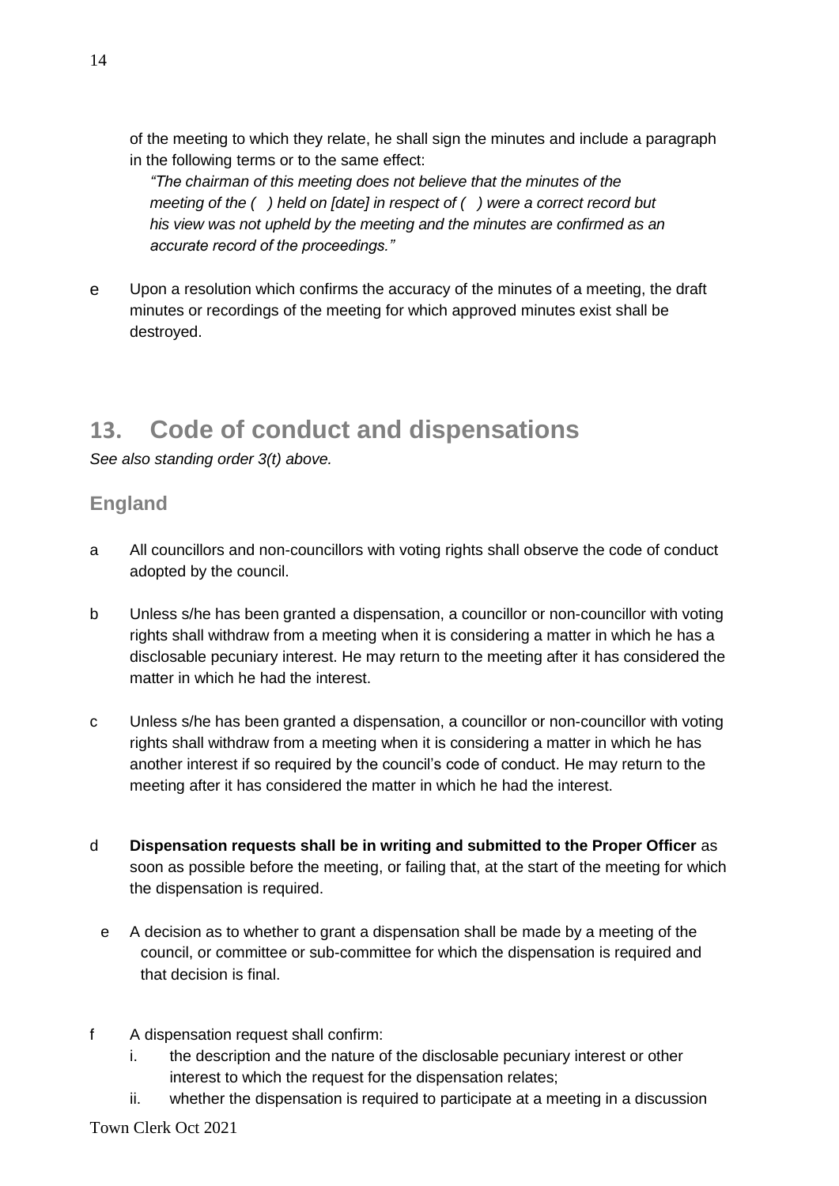of the meeting to which they relate, he shall sign the minutes and include a paragraph in the following terms or to the same effect:

*"The chairman of this meeting does not believe that the minutes of the meeting of the ( ) held on [date] in respect of ( ) were a correct record but his view was not upheld by the meeting and the minutes are confirmed as an accurate record of the proceedings."*

e Upon a resolution which confirms the accuracy of the minutes of a meeting, the draft minutes or recordings of the meeting for which approved minutes exist shall be destroyed.

## 13. Code of conduct and dispensations

*See also standing order 3(t) above.*

### England

a All councillors and non-councillors with voting rights shall observe the code of conduct adopted by the council.

b Unless s/he has been granted a dispensation, a councillor or non-councillor with voting rights shall withdraw from a meeting when it is considering a matter in which he has a disclosable pecuniary interest. He may return to the meeting after it has considered the matter in which he had the interest.

c Unless s/he has been granted a dispensation, a councillor or non-councillor with voting rights shall withdraw from a meeting when it is considering a matter in which he has another interest if so required by the council's code of conduct. He may return to the meeting after it has considered the matter in which he had the interest.

d **Dispensation requests shall be in writing and submitted to the Proper Officer** as soon as possible before the meeting, or failing that, at the start of the meeting for which the dispensation is required.

e A decision as to whether to grant a dispensation shall be made by a meeting of the council, or committee or sub-committee for which the dispensation is required and that decision is final.

f A dispensation request shall confirm:

i. the description and the nature of the disclosable pecuniary interest or other interest to which the request for the dispensation relates;

ii. whether the dispensation is required to participate at a meeting in a discussion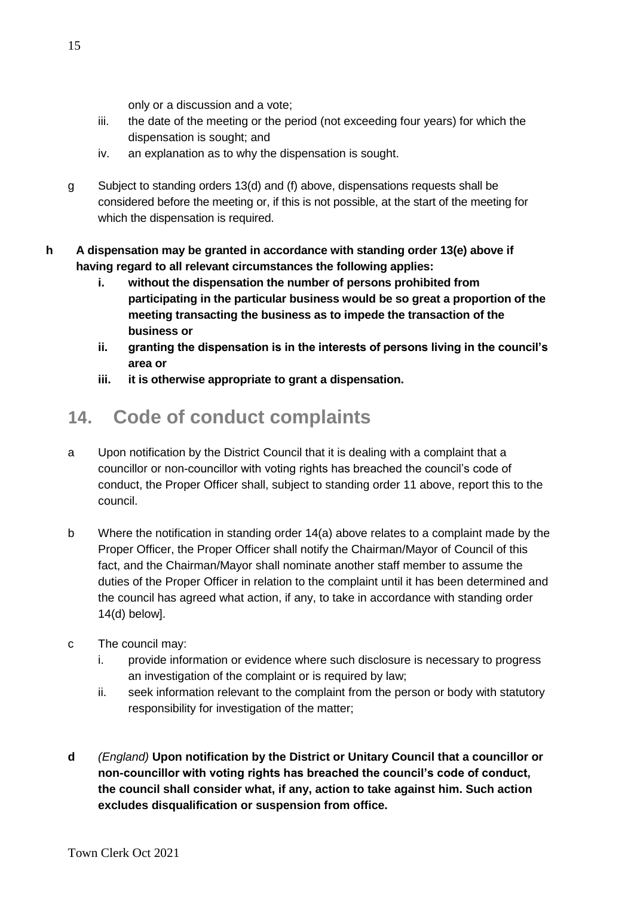only or a discussion and a vote;

- iii. the date of the meeting or the period (not exceeding four years) for which the dispensation is sought; and
- iv. an explanation as to why the dispensation is sought.

g Subject to standing orders 13(d) and (f) above, dispensations requests shall be considered before the meeting or, if this is not possible, at the start of the meeting for which the dispensation is required.

**h A dispensation may be granted in accordance with standing order 13(e) above if having regard to all relevant circumstances the following applies:**

- **i. without the dispensation the number of persons prohibited from participating in the particular business would be so great a proportion of the meeting transacting the business as to impede the transaction of the business or**
- **ii. granting the dispensation is in the interests of persons living in the council's area or**
- **iii. it is otherwise appropriate to grant a dispensation.**

## 14. Code of conduct complaints

a Upon notification by the District Council that it is dealing with a complaint that a councillor or non-councillor with voting rights has breached the council's code of conduct, the Proper Officer shall, subject to standing order 11 above, report this to the council.

b Where the notification in standing order 14(a) above relates to a complaint made by the Proper Officer, the Proper Officer shall notify the Chairman/Mayor of Council of this fact, and the Chairman/Mayor shall nominate another staff member to assume the duties of the Proper Officer in relation to the complaint until it has been determined and the council has agreed what action, if any, to take in accordance with standing order 14(d) below].

c The council may:

- i. provide information or evidence where such disclosure is necessary to progress an investigation of the complaint or is required by law;
- ii. seek information relevant to the complaint from the person or body with statutory responsibility for investigation of the matter;

**d** *(England)* **Upon notification by the District or Unitary Council that a councillor or non-councillor with voting rights has breached the council's code of conduct, the council shall consider what, if any, action to take against him. Such action excludes disqualification or suspension from office.**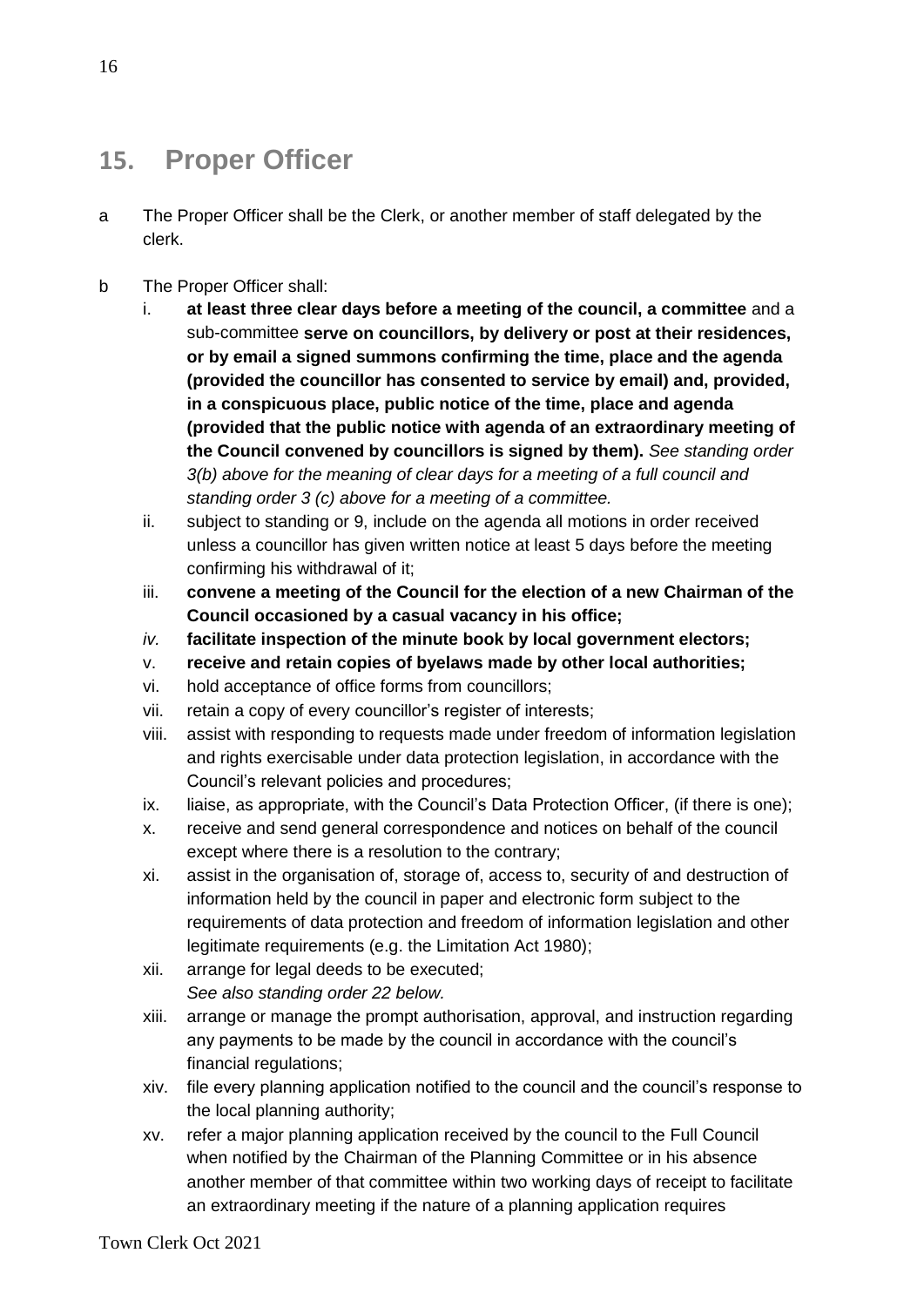## 15. Proper Officer

a The Proper Officer shall be the Clerk, or another member of staff delegated by the clerk.

b The Proper Officer shall:

i. **at least three clear days before a meeting of the council, a committee** and a sub-committee **serve on councillors, by delivery or post at their residences, or by email a signed summons confirming the time, place and the agenda (provided the councillor has consented to service by email) and, provided, in a conspicuous place, public notice of the time, place and agenda (provided that the public notice with agenda of an extraordinary meeting of the Council convened by councillors is signed by them).** *See standing order 3(b) above for the meaning of clear days for a meeting of a full council and standing order 3 (c) above for a meeting of a committee.*

ii. subject to standing or 9, include on the agenda all motions in order received unless a councillor has given written notice at least 5 days before the meeting confirming his withdrawal of it;

iii. **convene a meeting of the Council for the election of a new Chairman of the Council occasioned by a casual vacancy in his office;**

*iv.* **facilitate inspection of the minute book by local government electors;**

v. **receive and retain copies of byelaws made by other local authorities;**

vi. hold acceptance of office forms from councillors;

vii. retain a copy of every councillor's register of interests;

viii. assist with responding to requests made under freedom of information legislation and rights exercisable under data protection legislation, in accordance with the Council's relevant policies and procedures;

ix. liaise, as appropriate, with the Council's Data Protection Officer, (if there is one);

x. receive and send general correspondence and notices on behalf of the council except where there is a resolution to the contrary;

xi. assist in the organisation of, storage of, access to, security of and destruction of information held by the council in paper and electronic form subject to the requirements of data protection and freedom of information legislation and other legitimate requirements (e.g. the Limitation Act 1980);

xii. arrange for legal deeds to be executed;
*See also standing order 22 below.*

xiii. arrange or manage the prompt authorisation, approval, and instruction regarding any payments to be made by the council in accordance with the council's financial regulations;

xiv. file every planning application notified to the council and the council's response to the local planning authority;

xv. refer a major planning application received by the council to the Full Council when notified by the Chairman of the Planning Committee or in his absence another member of that committee within two working days of receipt to facilitate an extraordinary meeting if the nature of a planning application requires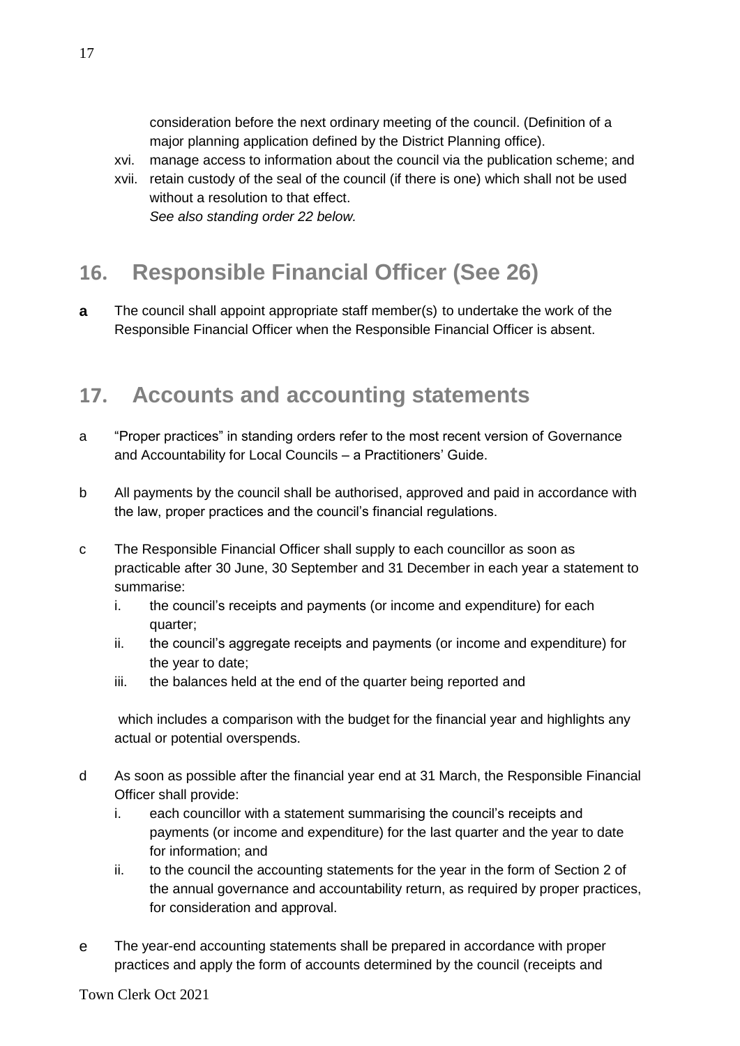consideration before the next ordinary meeting of the council. (Definition of a major planning application defined by the District Planning office).

xvi. manage access to information about the council via the publication scheme; and

xvii. retain custody of the seal of the council (if there is one) which shall not be used without a resolution to that effect.
*See also standing order 22 below.*

## 16. Responsible Financial Officer (See 26)

**a** The council shall appoint appropriate staff member(s) to undertake the work of the Responsible Financial Officer when the Responsible Financial Officer is absent.

## 17. Accounts and accounting statements

a "Proper practices" in standing orders refer to the most recent version of Governance and Accountability for Local Councils – a Practitioners' Guide.

b All payments by the council shall be authorised, approved and paid in accordance with the law, proper practices and the council's financial regulations.

c The Responsible Financial Officer shall supply to each councillor as soon as practicable after 30 June, 30 September and 31 December in each year a statement to summarise:

i. the council's receipts and payments (or income and expenditure) for each quarter;
ii. the council's aggregate receipts and payments (or income and expenditure) for the year to date;
iii. the balances held at the end of the quarter being reported and

which includes a comparison with the budget for the financial year and highlights any actual or potential overspends.

d As soon as possible after the financial year end at 31 March, the Responsible Financial Officer shall provide:

i. each councillor with a statement summarising the council's receipts and payments (or income and expenditure) for the last quarter and the year to date for information; and
ii. to the council the accounting statements for the year in the form of Section 2 of the annual governance and accountability return, as required by proper practices, for consideration and approval.

e The year-end accounting statements shall be prepared in accordance with proper practices and apply the form of accounts determined by the council (receipts and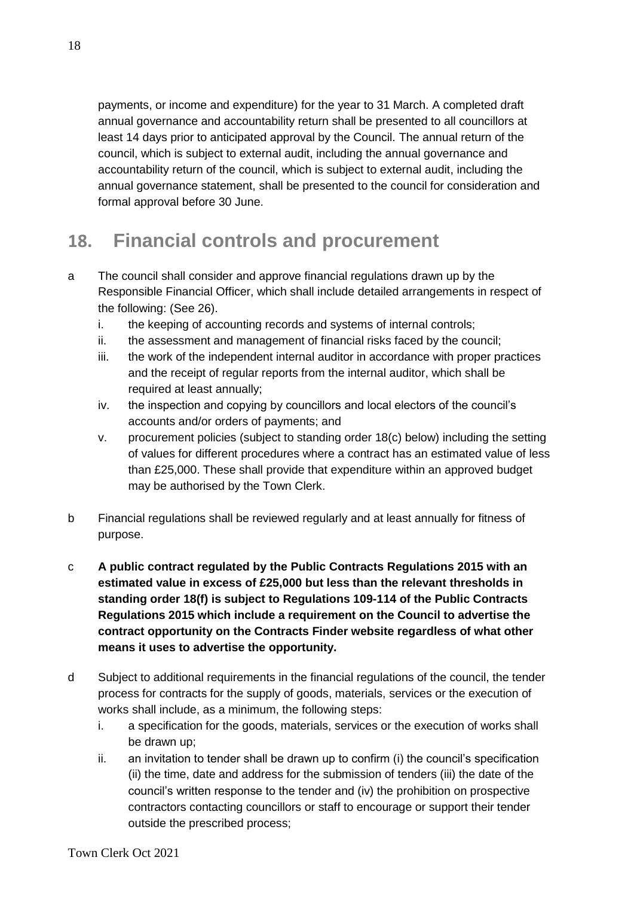payments, or income and expenditure) for the year to 31 March. A completed draft annual governance and accountability return shall be presented to all councillors at least 14 days prior to anticipated approval by the Council. The annual return of the council, which is subject to external audit, including the annual governance and accountability return of the council, which is subject to external audit, including the annual governance statement, shall be presented to the council for consideration and formal approval before 30 June.

## 18. Financial controls and procurement

a The council shall consider and approve financial regulations drawn up by the Responsible Financial Officer, which shall include detailed arrangements in respect of the following: (See 26).

   i. the keeping of accounting records and systems of internal controls;
   ii. the assessment and management of financial risks faced by the council;
   iii. the work of the independent internal auditor in accordance with proper practices and the receipt of regular reports from the internal auditor, which shall be required at least annually;
   iv. the inspection and copying by councillors and local electors of the council's accounts and/or orders of payments; and
   v. procurement policies (subject to standing order 18(c) below) including the setting of values for different procedures where a contract has an estimated value of less than £25,000. These shall provide that expenditure within an approved budget may be authorised by the Town Clerk.

b Financial regulations shall be reviewed regularly and at least annually for fitness of purpose.

c **A public contract regulated by the Public Contracts Regulations 2015 with an estimated value in excess of £25,000 but less than the relevant thresholds in standing order 18(f) is subject to Regulations 109-114 of the Public Contracts Regulations 2015 which include a requirement on the Council to advertise the contract opportunity on the Contracts Finder website regardless of what other means it uses to advertise the opportunity.**

d Subject to additional requirements in the financial regulations of the council, the tender process for contracts for the supply of goods, materials, services or the execution of works shall include, as a minimum, the following steps:

   i. a specification for the goods, materials, services or the execution of works shall be drawn up;
   ii. an invitation to tender shall be drawn up to confirm (i) the council's specification (ii) the time, date and address for the submission of tenders (iii) the date of the council's written response to the tender and (iv) the prohibition on prospective contractors contacting councillors or staff to encourage or support their tender outside the prescribed process;

Town Clerk Oct 2021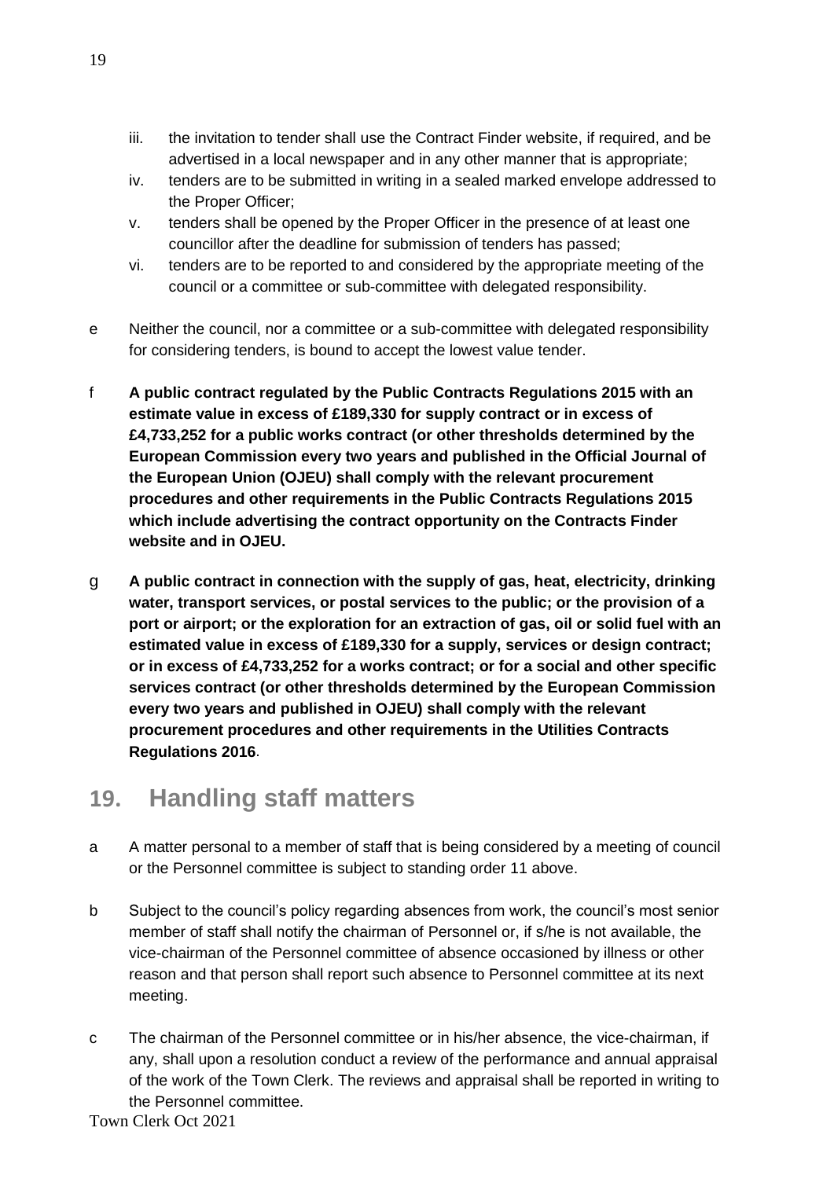iii. the invitation to tender shall use the Contract Finder website, if required, and be advertised in a local newspaper and in any other manner that is appropriate;

iv. tenders are to be submitted in writing in a sealed marked envelope addressed to the Proper Officer;

v. tenders shall be opened by the Proper Officer in the presence of at least one councillor after the deadline for submission of tenders has passed;

vi. tenders are to be reported to and considered by the appropriate meeting of the council or a committee or sub-committee with delegated responsibility.

e Neither the council, nor a committee or a sub-committee with delegated responsibility for considering tenders, is bound to accept the lowest value tender.

f **A public contract regulated by the Public Contracts Regulations 2015 with an estimate value in excess of £189,330 for supply contract or in excess of £4,733,252 for a public works contract (or other thresholds determined by the European Commission every two years and published in the Official Journal of the European Union (OJEU) shall comply with the relevant procurement procedures and other requirements in the Public Contracts Regulations 2015 which include advertising the contract opportunity on the Contracts Finder website and in OJEU.**

g **A public contract in connection with the supply of gas, heat, electricity, drinking water, transport services, or postal services to the public; or the provision of a port or airport; or the exploration for an extraction of gas, oil or solid fuel with an estimated value in excess of £189,330 for a supply, services or design contract; or in excess of £4,733,252 for a works contract; or for a social and other specific services contract (or other thresholds determined by the European Commission every two years and published in OJEU) shall comply with the relevant procurement procedures and other requirements in the Utilities Contracts Regulations 2016**.

## 19. Handling staff matters

a A matter personal to a member of staff that is being considered by a meeting of council or the Personnel committee is subject to standing order 11 above.

b Subject to the council's policy regarding absences from work, the council's most senior member of staff shall notify the chairman of Personnel or, if s/he is not available, the vice-chairman of the Personnel committee of absence occasioned by illness or other reason and that person shall report such absence to Personnel committee at its next meeting.

c The chairman of the Personnel committee or in his/her absence, the vice-chairman, if any, shall upon a resolution conduct a review of the performance and annual appraisal of the work of the Town Clerk. The reviews and appraisal shall be reported in writing to the Personnel committee.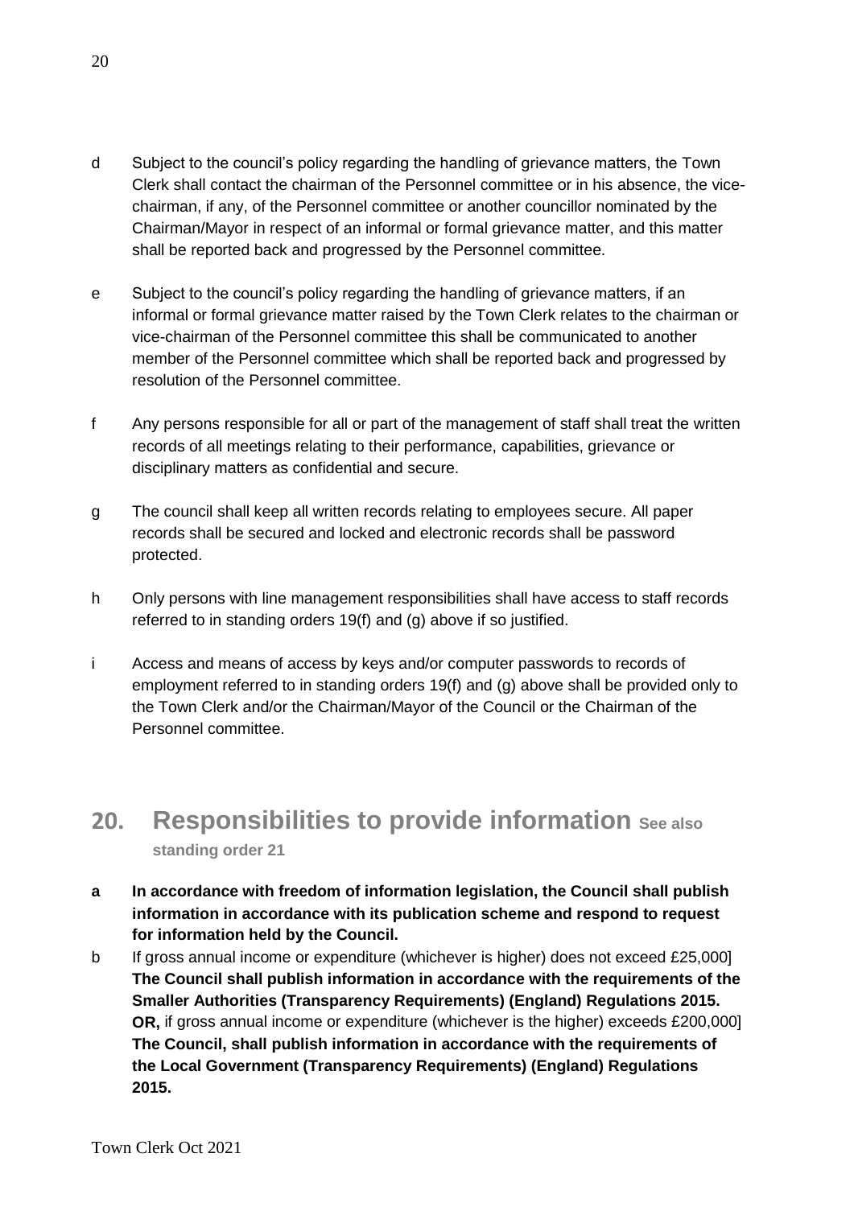d Subject to the council's policy regarding the handling of grievance matters, the Town Clerk shall contact the chairman of the Personnel committee or in his absence, the vice-chairman, if any, of the Personnel committee or another councillor nominated by the Chairman/Mayor in respect of an informal or formal grievance matter, and this matter shall be reported back and progressed by the Personnel committee.

e Subject to the council's policy regarding the handling of grievance matters, if an informal or formal grievance matter raised by the Town Clerk relates to the chairman or vice-chairman of the Personnel committee this shall be communicated to another member of the Personnel committee which shall be reported back and progressed by resolution of the Personnel committee.

f Any persons responsible for all or part of the management of staff shall treat the written records of all meetings relating to their performance, capabilities, grievance or disciplinary matters as confidential and secure.

g The council shall keep all written records relating to employees secure. All paper records shall be secured and locked and electronic records shall be password protected.

h Only persons with line management responsibilities shall have access to staff records referred to in standing orders 19(f) and (g) above if so justified.

i Access and means of access by keys and/or computer passwords to records of employment referred to in standing orders 19(f) and (g) above shall be provided only to the Town Clerk and/or the Chairman/Mayor of the Council or the Chairman of the Personnel committee.

## 20. Responsibilities to provide information See also standing order 21

**a In accordance with freedom of information legislation, the Council shall publish information in accordance with its publication scheme and respond to request for information held by the Council.**

b If gross annual income or expenditure (whichever is higher) does not exceed £25,000] **The Council shall publish information in accordance with the requirements of the Smaller Authorities (Transparency Requirements) (England) Regulations 2015. OR,** if gross annual income or expenditure (whichever is the higher) exceeds £200,000] **The Council, shall publish information in accordance with the requirements of the Local Government (Transparency Requirements) (England) Regulations 2015.**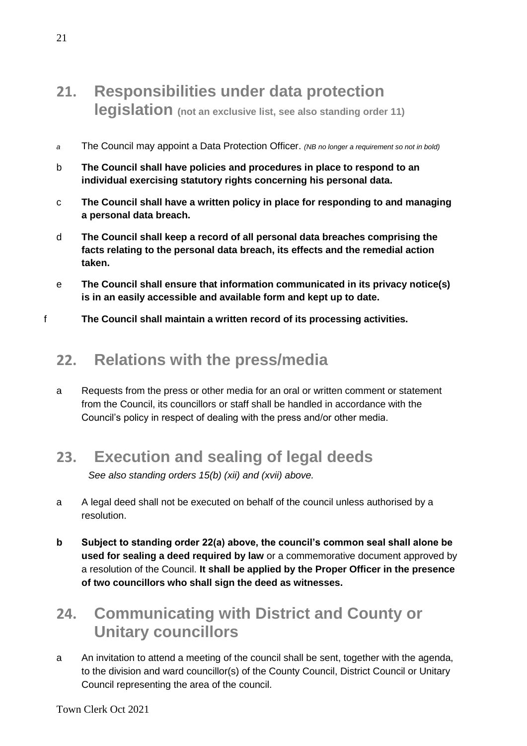## 21. Responsibilities under data protection legislation (not an exclusive list, see also standing order 11)

*a* The Council may appoint a Data Protection Officer. *(NB no longer a requirement so not in bold)*

b **The Council shall have policies and procedures in place to respond to an individual exercising statutory rights concerning his personal data.**

c **The Council shall have a written policy in place for responding to and managing a personal data breach.**

d **The Council shall keep a record of all personal data breaches comprising the facts relating to the personal data breach, its effects and the remedial action taken.**

e **The Council shall ensure that information communicated in its privacy notice(s) is in an easily accessible and available form and kept up to date.**

f **The Council shall maintain a written record of its processing activities.**

## 22. Relations with the press/media

a Requests from the press or other media for an oral or written comment or statement from the Council, its councillors or staff shall be handled in accordance with the Council's policy in respect of dealing with the press and/or other media.

## 23. Execution and sealing of legal deeds

*See also standing orders 15(b) (xii) and (xvii) above.*

a A legal deed shall not be executed on behalf of the council unless authorised by a resolution.

**b** **Subject to standing order 22(a) above, the council's common seal shall alone be used for sealing a deed required by law** or a commemorative document approved by a resolution of the Council. **It shall be applied by the Proper Officer in the presence of two councillors who shall sign the deed as witnesses.**

## 24. Communicating with District and County or Unitary councillors

a An invitation to attend a meeting of the council shall be sent, together with the agenda, to the division and ward councillor(s) of the County Council, District Council or Unitary Council representing the area of the council.

Town Clerk Oct 2021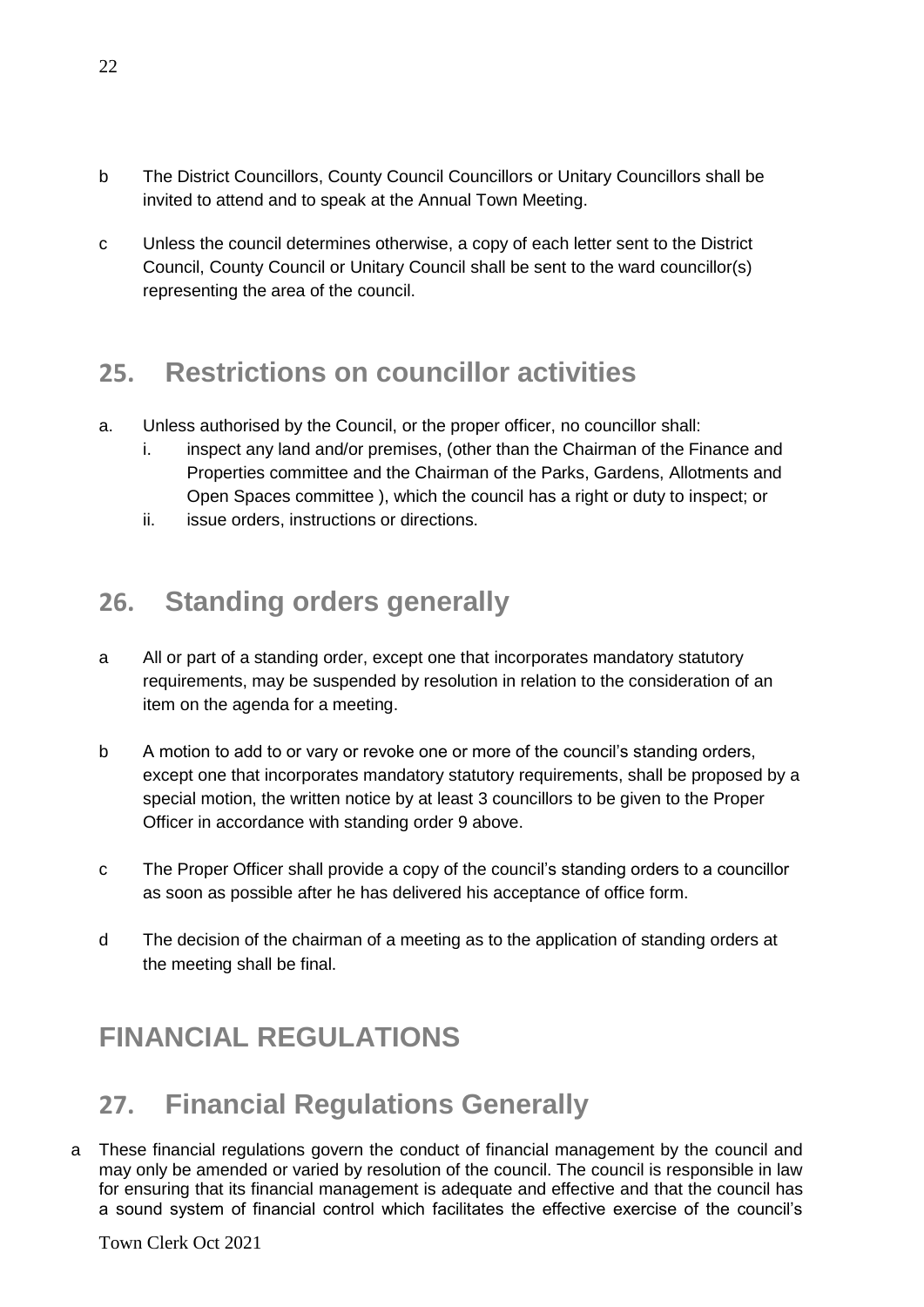b The District Councillors, County Council Councillors or Unitary Councillors shall be invited to attend and to speak at the Annual Town Meeting.

c Unless the council determines otherwise, a copy of each letter sent to the District Council, County Council or Unitary Council shall be sent to the ward councillor(s) representing the area of the council.

## 25. Restrictions on councillor activities

a. Unless authorised by the Council, or the proper officer, no councillor shall:
   i. inspect any land and/or premises, (other than the Chairman of the Finance and Properties committee and the Chairman of the Parks, Gardens, Allotments and Open Spaces committee ), which the council has a right or duty to inspect; or
   ii. issue orders, instructions or directions.

## 26. Standing orders generally

a All or part of a standing order, except one that incorporates mandatory statutory requirements, may be suspended by resolution in relation to the consideration of an item on the agenda for a meeting.

b A motion to add to or vary or revoke one or more of the council's standing orders, except one that incorporates mandatory statutory requirements, shall be proposed by a special motion, the written notice by at least 3 councillors to be given to the Proper Officer in accordance with standing order 9 above.

c The Proper Officer shall provide a copy of the council's standing orders to a councillor as soon as possible after he has delivered his acceptance of office form.

d The decision of the chairman of a meeting as to the application of standing orders at the meeting shall be final.

# FINANCIAL REGULATIONS

## 27. Financial Regulations Generally

a These financial regulations govern the conduct of financial management by the council and may only be amended or varied by resolution of the council. The council is responsible in law for ensuring that its financial management is adequate and effective and that the council has a sound system of financial control which facilitates the effective exercise of the council's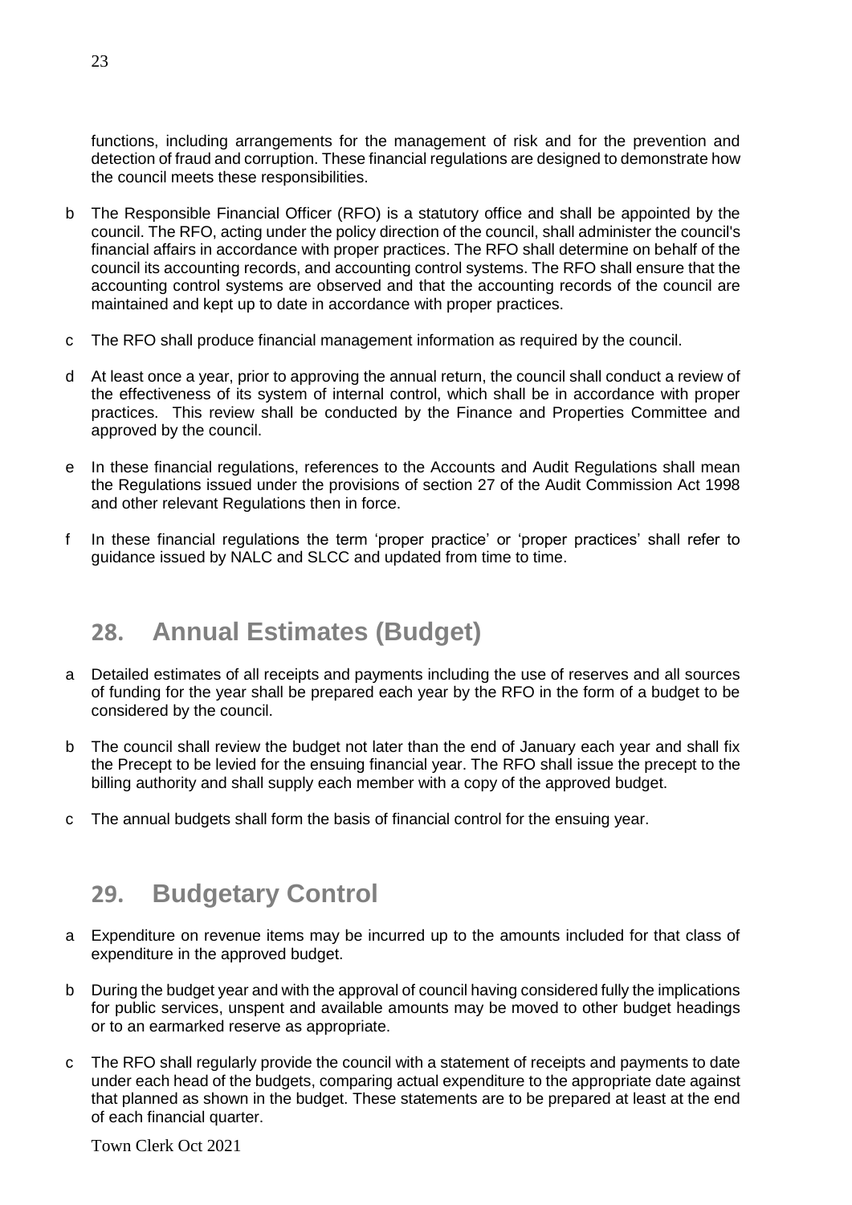functions, including arrangements for the management of risk and for the prevention and detection of fraud and corruption. These financial regulations are designed to demonstrate how the council meets these responsibilities.

b The Responsible Financial Officer (RFO) is a statutory office and shall be appointed by the council. The RFO, acting under the policy direction of the council, shall administer the council's financial affairs in accordance with proper practices. The RFO shall determine on behalf of the council its accounting records, and accounting control systems. The RFO shall ensure that the accounting control systems are observed and that the accounting records of the council are maintained and kept up to date in accordance with proper practices.

c The RFO shall produce financial management information as required by the council.

d At least once a year, prior to approving the annual return, the council shall conduct a review of the effectiveness of its system of internal control, which shall be in accordance with proper practices. This review shall be conducted by the Finance and Properties Committee and approved by the council.

e In these financial regulations, references to the Accounts and Audit Regulations shall mean the Regulations issued under the provisions of section 27 of the Audit Commission Act 1998 and other relevant Regulations then in force.

f In these financial regulations the term 'proper practice' or 'proper practices' shall refer to guidance issued by NALC and SLCC and updated from time to time.

## 28. Annual Estimates (Budget)

a Detailed estimates of all receipts and payments including the use of reserves and all sources of funding for the year shall be prepared each year by the RFO in the form of a budget to be considered by the council.

b The council shall review the budget not later than the end of January each year and shall fix the Precept to be levied for the ensuing financial year. The RFO shall issue the precept to the billing authority and shall supply each member with a copy of the approved budget.

c The annual budgets shall form the basis of financial control for the ensuing year.

## 29. Budgetary Control

a Expenditure on revenue items may be incurred up to the amounts included for that class of expenditure in the approved budget.

b During the budget year and with the approval of council having considered fully the implications for public services, unspent and available amounts may be moved to other budget headings or to an earmarked reserve as appropriate.

c The RFO shall regularly provide the council with a statement of receipts and payments to date under each head of the budgets, comparing actual expenditure to the appropriate date against that planned as shown in the budget. These statements are to be prepared at least at the end of each financial quarter.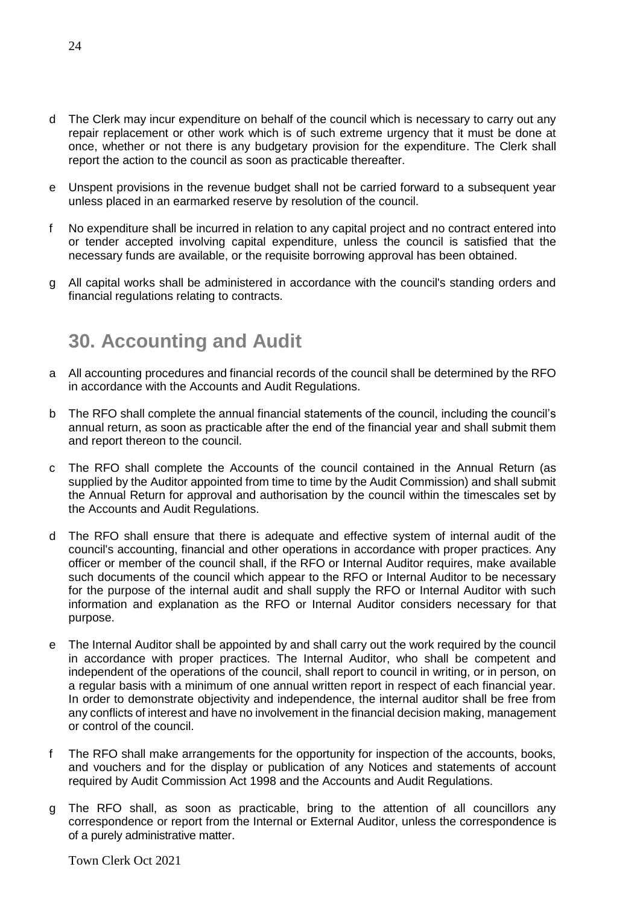d The Clerk may incur expenditure on behalf of the council which is necessary to carry out any repair replacement or other work which is of such extreme urgency that it must be done at once, whether or not there is any budgetary provision for the expenditure. The Clerk shall report the action to the council as soon as practicable thereafter.

e Unspent provisions in the revenue budget shall not be carried forward to a subsequent year unless placed in an earmarked reserve by resolution of the council.

f No expenditure shall be incurred in relation to any capital project and no contract entered into or tender accepted involving capital expenditure, unless the council is satisfied that the necessary funds are available, or the requisite borrowing approval has been obtained.

g All capital works shall be administered in accordance with the council's standing orders and financial regulations relating to contracts.

## 30. Accounting and Audit

a All accounting procedures and financial records of the council shall be determined by the RFO in accordance with the Accounts and Audit Regulations.

b The RFO shall complete the annual financial statements of the council, including the council's annual return, as soon as practicable after the end of the financial year and shall submit them and report thereon to the council.

c The RFO shall complete the Accounts of the council contained in the Annual Return (as supplied by the Auditor appointed from time to time by the Audit Commission) and shall submit the Annual Return for approval and authorisation by the council within the timescales set by the Accounts and Audit Regulations.

d The RFO shall ensure that there is adequate and effective system of internal audit of the council's accounting, financial and other operations in accordance with proper practices. Any officer or member of the council shall, if the RFO or Internal Auditor requires, make available such documents of the council which appear to the RFO or Internal Auditor to be necessary for the purpose of the internal audit and shall supply the RFO or Internal Auditor with such information and explanation as the RFO or Internal Auditor considers necessary for that purpose.

e The Internal Auditor shall be appointed by and shall carry out the work required by the council in accordance with proper practices. The Internal Auditor, who shall be competent and independent of the operations of the council, shall report to council in writing, or in person, on a regular basis with a minimum of one annual written report in respect of each financial year. In order to demonstrate objectivity and independence, the internal auditor shall be free from any conflicts of interest and have no involvement in the financial decision making, management or control of the council.

f The RFO shall make arrangements for the opportunity for inspection of the accounts, books, and vouchers and for the display or publication of any Notices and statements of account required by Audit Commission Act 1998 and the Accounts and Audit Regulations.

g The RFO shall, as soon as practicable, bring to the attention of all councillors any correspondence or report from the Internal or External Auditor, unless the correspondence is of a purely administrative matter.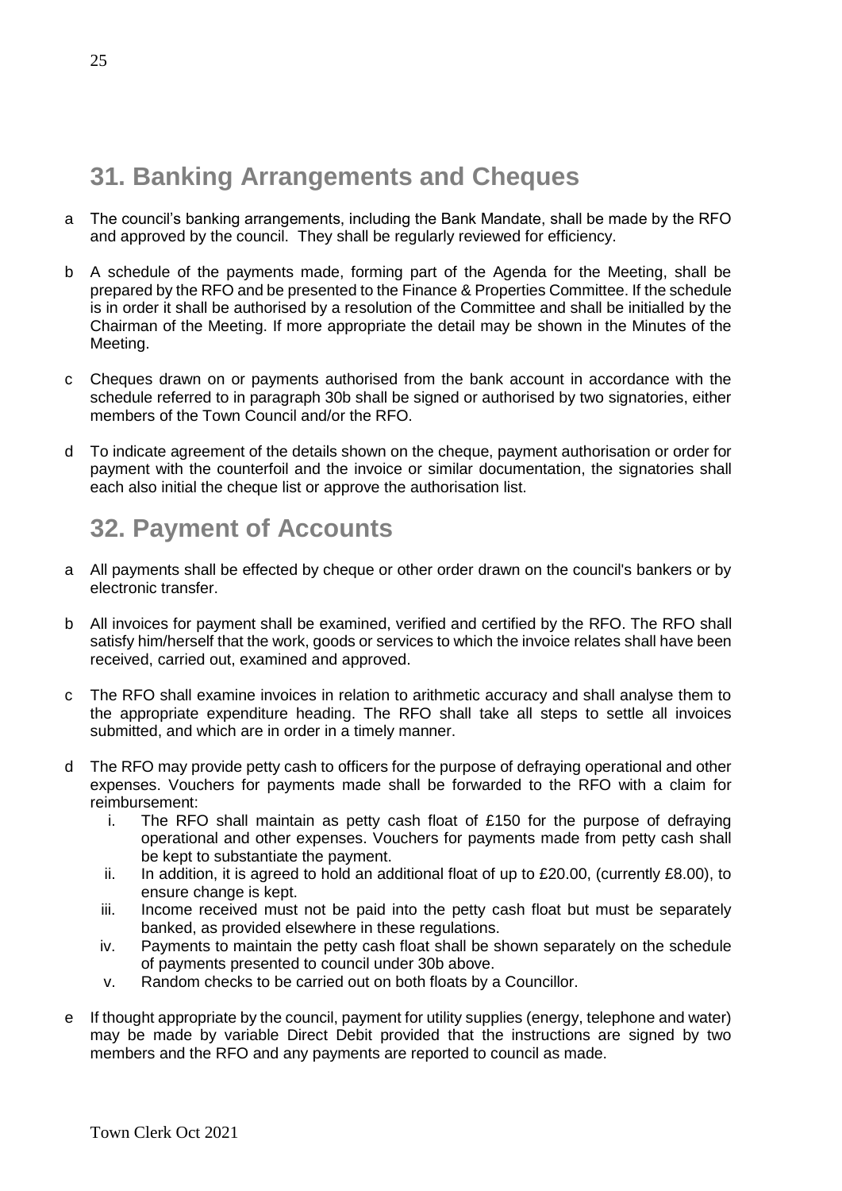## 31. Banking Arrangements and Cheques

a The council's banking arrangements, including the Bank Mandate, shall be made by the RFO and approved by the council. They shall be regularly reviewed for efficiency.

b A schedule of the payments made, forming part of the Agenda for the Meeting, shall be prepared by the RFO and be presented to the Finance & Properties Committee. If the schedule is in order it shall be authorised by a resolution of the Committee and shall be initialled by the Chairman of the Meeting. If more appropriate the detail may be shown in the Minutes of the Meeting.

c Cheques drawn on or payments authorised from the bank account in accordance with the schedule referred to in paragraph 30b shall be signed or authorised by two signatories, either members of the Town Council and/or the RFO.

d To indicate agreement of the details shown on the cheque, payment authorisation or order for payment with the counterfoil and the invoice or similar documentation, the signatories shall each also initial the cheque list or approve the authorisation list.

## 32. Payment of Accounts

a All payments shall be effected by cheque or other order drawn on the council's bankers or by electronic transfer.

b All invoices for payment shall be examined, verified and certified by the RFO. The RFO shall satisfy him/herself that the work, goods or services to which the invoice relates shall have been received, carried out, examined and approved.

c The RFO shall examine invoices in relation to arithmetic accuracy and shall analyse them to the appropriate expenditure heading. The RFO shall take all steps to settle all invoices submitted, and which are in order in a timely manner.

d The RFO may provide petty cash to officers for the purpose of defraying operational and other expenses. Vouchers for payments made shall be forwarded to the RFO with a claim for reimbursement:

   i. The RFO shall maintain as petty cash float of £150 for the purpose of defraying operational and other expenses. Vouchers for payments made from petty cash shall be kept to substantiate the payment.
   ii. In addition, it is agreed to hold an additional float of up to £20.00, (currently £8.00), to ensure change is kept.
   iii. Income received must not be paid into the petty cash float but must be separately banked, as provided elsewhere in these regulations.
   iv. Payments to maintain the petty cash float shall be shown separately on the schedule of payments presented to council under 30b above.
   v. Random checks to be carried out on both floats by a Councillor.

e If thought appropriate by the council, payment for utility supplies (energy, telephone and water) may be made by variable Direct Debit provided that the instructions are signed by two members and the RFO and any payments are reported to council as made.

Town Clerk Oct 2021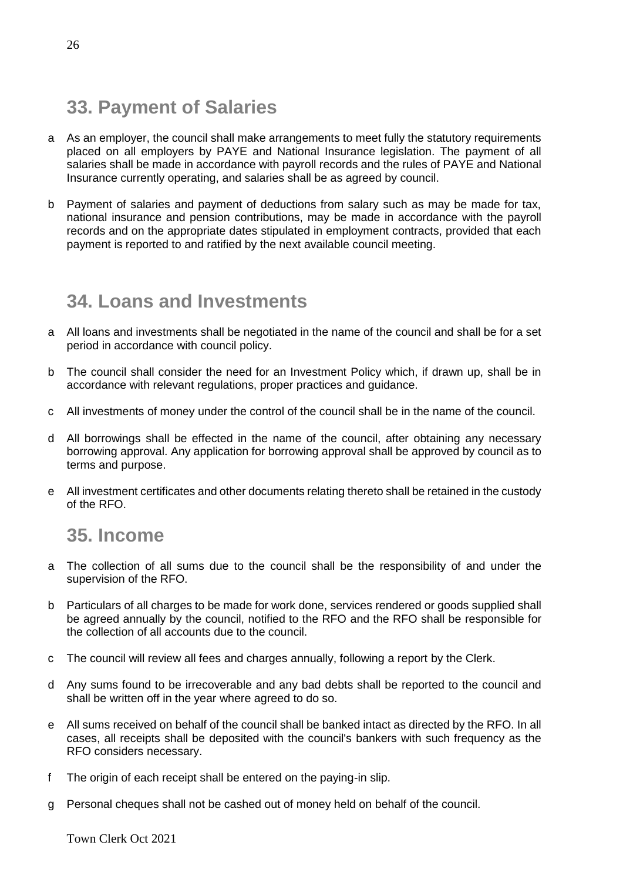## 33. Payment of Salaries

a As an employer, the council shall make arrangements to meet fully the statutory requirements placed on all employers by PAYE and National Insurance legislation. The payment of all salaries shall be made in accordance with payroll records and the rules of PAYE and National Insurance currently operating, and salaries shall be as agreed by council.

b Payment of salaries and payment of deductions from salary such as may be made for tax, national insurance and pension contributions, may be made in accordance with the payroll records and on the appropriate dates stipulated in employment contracts, provided that each payment is reported to and ratified by the next available council meeting.

## 34. Loans and Investments

a All loans and investments shall be negotiated in the name of the council and shall be for a set period in accordance with council policy.

b The council shall consider the need for an Investment Policy which, if drawn up, shall be in accordance with relevant regulations, proper practices and guidance.

c All investments of money under the control of the council shall be in the name of the council.

d All borrowings shall be effected in the name of the council, after obtaining any necessary borrowing approval. Any application for borrowing approval shall be approved by council as to terms and purpose.

e All investment certificates and other documents relating thereto shall be retained in the custody of the RFO.

## 35. Income

a The collection of all sums due to the council shall be the responsibility of and under the supervision of the RFO.

b Particulars of all charges to be made for work done, services rendered or goods supplied shall be agreed annually by the council, notified to the RFO and the RFO shall be responsible for the collection of all accounts due to the council.

c The council will review all fees and charges annually, following a report by the Clerk.

d Any sums found to be irrecoverable and any bad debts shall be reported to the council and shall be written off in the year where agreed to do so.

e All sums received on behalf of the council shall be banked intact as directed by the RFO. In all cases, all receipts shall be deposited with the council's bankers with such frequency as the RFO considers necessary.

f The origin of each receipt shall be entered on the paying-in slip.

g Personal cheques shall not be cashed out of money held on behalf of the council.

Town Clerk Oct 2021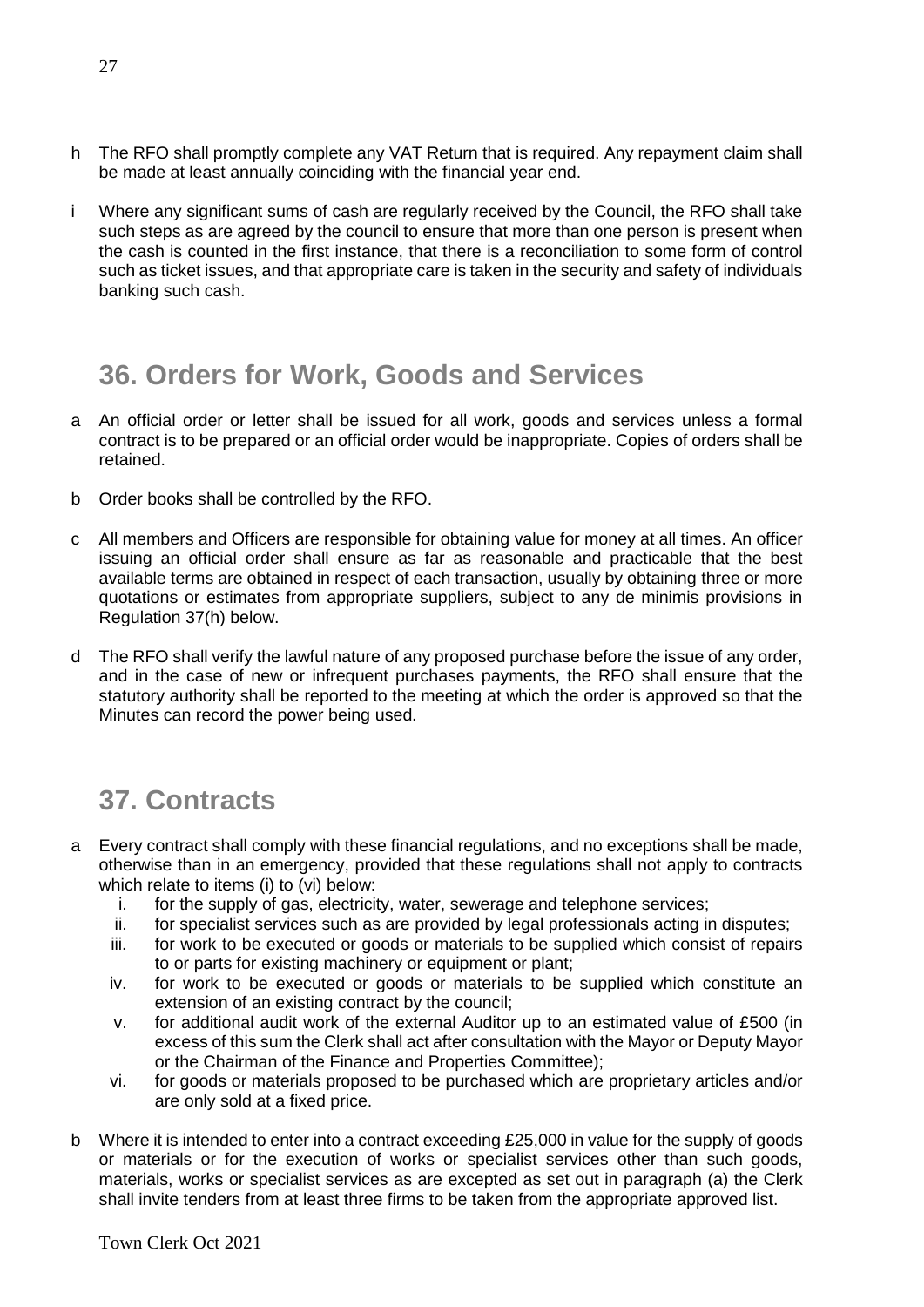h The RFO shall promptly complete any VAT Return that is required. Any repayment claim shall be made at least annually coinciding with the financial year end.

i Where any significant sums of cash are regularly received by the Council, the RFO shall take such steps as are agreed by the council to ensure that more than one person is present when the cash is counted in the first instance, that there is a reconciliation to some form of control such as ticket issues, and that appropriate care is taken in the security and safety of individuals banking such cash.

## 36. Orders for Work, Goods and Services

a An official order or letter shall be issued for all work, goods and services unless a formal contract is to be prepared or an official order would be inappropriate. Copies of orders shall be retained.

b Order books shall be controlled by the RFO.

c All members and Officers are responsible for obtaining value for money at all times. An officer issuing an official order shall ensure as far as reasonable and practicable that the best available terms are obtained in respect of each transaction, usually by obtaining three or more quotations or estimates from appropriate suppliers, subject to any de minimis provisions in Regulation 37(h) below.

d The RFO shall verify the lawful nature of any proposed purchase before the issue of any order, and in the case of new or infrequent purchases payments, the RFO shall ensure that the statutory authority shall be reported to the meeting at which the order is approved so that the Minutes can record the power being used.

## 37. Contracts

a Every contract shall comply with these financial regulations, and no exceptions shall be made, otherwise than in an emergency, provided that these regulations shall not apply to contracts which relate to items (i) to (vi) below:
   - i. for the supply of gas, electricity, water, sewerage and telephone services;
   - ii. for specialist services such as are provided by legal professionals acting in disputes;
   - iii. for work to be executed or goods or materials to be supplied which consist of repairs to or parts for existing machinery or equipment or plant;
   - iv. for work to be executed or goods or materials to be supplied which constitute an extension of an existing contract by the council;
   - v. for additional audit work of the external Auditor up to an estimated value of £500 (in excess of this sum the Clerk shall act after consultation with the Mayor or Deputy Mayor or the Chairman of the Finance and Properties Committee);
   - vi. for goods or materials proposed to be purchased which are proprietary articles and/or are only sold at a fixed price.

b Where it is intended to enter into a contract exceeding £25,000 in value for the supply of goods or materials or for the execution of works or specialist services other than such goods, materials, works or specialist services as are excepted as set out in paragraph (a) the Clerk shall invite tenders from at least three firms to be taken from the appropriate approved list.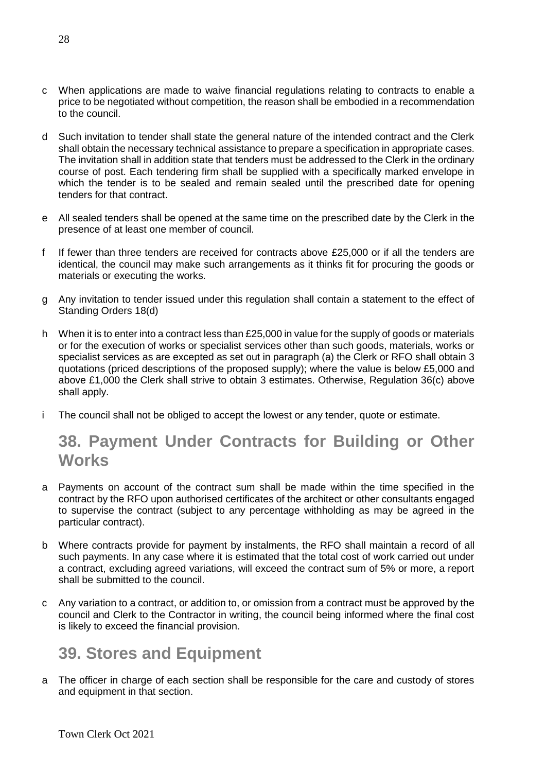c When applications are made to waive financial regulations relating to contracts to enable a price to be negotiated without competition, the reason shall be embodied in a recommendation to the council.

d Such invitation to tender shall state the general nature of the intended contract and the Clerk shall obtain the necessary technical assistance to prepare a specification in appropriate cases. The invitation shall in addition state that tenders must be addressed to the Clerk in the ordinary course of post. Each tendering firm shall be supplied with a specifically marked envelope in which the tender is to be sealed and remain sealed until the prescribed date for opening tenders for that contract.

e All sealed tenders shall be opened at the same time on the prescribed date by the Clerk in the presence of at least one member of council.

f If fewer than three tenders are received for contracts above £25,000 or if all the tenders are identical, the council may make such arrangements as it thinks fit for procuring the goods or materials or executing the works.

g Any invitation to tender issued under this regulation shall contain a statement to the effect of Standing Orders 18(d)

h When it is to enter into a contract less than £25,000 in value for the supply of goods or materials or for the execution of works or specialist services other than such goods, materials, works or specialist services as are excepted as set out in paragraph (a) the Clerk or RFO shall obtain 3 quotations (priced descriptions of the proposed supply); where the value is below £5,000 and above £1,000 the Clerk shall strive to obtain 3 estimates. Otherwise, Regulation 36(c) above shall apply.

i The council shall not be obliged to accept the lowest or any tender, quote or estimate.

## 38. Payment Under Contracts for Building or Other Works

a Payments on account of the contract sum shall be made within the time specified in the contract by the RFO upon authorised certificates of the architect or other consultants engaged to supervise the contract (subject to any percentage withholding as may be agreed in the particular contract).

b Where contracts provide for payment by instalments, the RFO shall maintain a record of all such payments. In any case where it is estimated that the total cost of work carried out under a contract, excluding agreed variations, will exceed the contract sum of 5% or more, a report shall be submitted to the council.

c Any variation to a contract, or addition to, or omission from a contract must be approved by the council and Clerk to the Contractor in writing, the council being informed where the final cost is likely to exceed the financial provision.

## 39. Stores and Equipment

a The officer in charge of each section shall be responsible for the care and custody of stores and equipment in that section.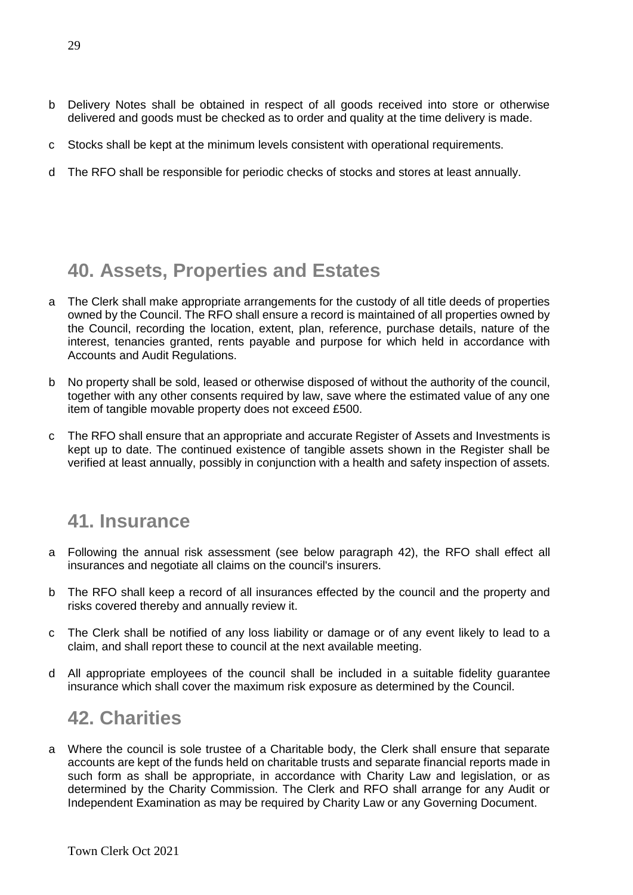b Delivery Notes shall be obtained in respect of all goods received into store or otherwise delivered and goods must be checked as to order and quality at the time delivery is made.

c Stocks shall be kept at the minimum levels consistent with operational requirements.

d The RFO shall be responsible for periodic checks of stocks and stores at least annually.

## 40. Assets, Properties and Estates

a The Clerk shall make appropriate arrangements for the custody of all title deeds of properties owned by the Council. The RFO shall ensure a record is maintained of all properties owned by the Council, recording the location, extent, plan, reference, purchase details, nature of the interest, tenancies granted, rents payable and purpose for which held in accordance with Accounts and Audit Regulations.

b No property shall be sold, leased or otherwise disposed of without the authority of the council, together with any other consents required by law, save where the estimated value of any one item of tangible movable property does not exceed £500.

c The RFO shall ensure that an appropriate and accurate Register of Assets and Investments is kept up to date. The continued existence of tangible assets shown in the Register shall be verified at least annually, possibly in conjunction with a health and safety inspection of assets.

## 41. Insurance

a Following the annual risk assessment (see below paragraph 42), the RFO shall effect all insurances and negotiate all claims on the council's insurers.

b The RFO shall keep a record of all insurances effected by the council and the property and risks covered thereby and annually review it.

c The Clerk shall be notified of any loss liability or damage or of any event likely to lead to a claim, and shall report these to council at the next available meeting.

d All appropriate employees of the council shall be included in a suitable fidelity guarantee insurance which shall cover the maximum risk exposure as determined by the Council.

## 42. Charities

a Where the council is sole trustee of a Charitable body, the Clerk shall ensure that separate accounts are kept of the funds held on charitable trusts and separate financial reports made in such form as shall be appropriate, in accordance with Charity Law and legislation, or as determined by the Charity Commission. The Clerk and RFO shall arrange for any Audit or Independent Examination as may be required by Charity Law or any Governing Document.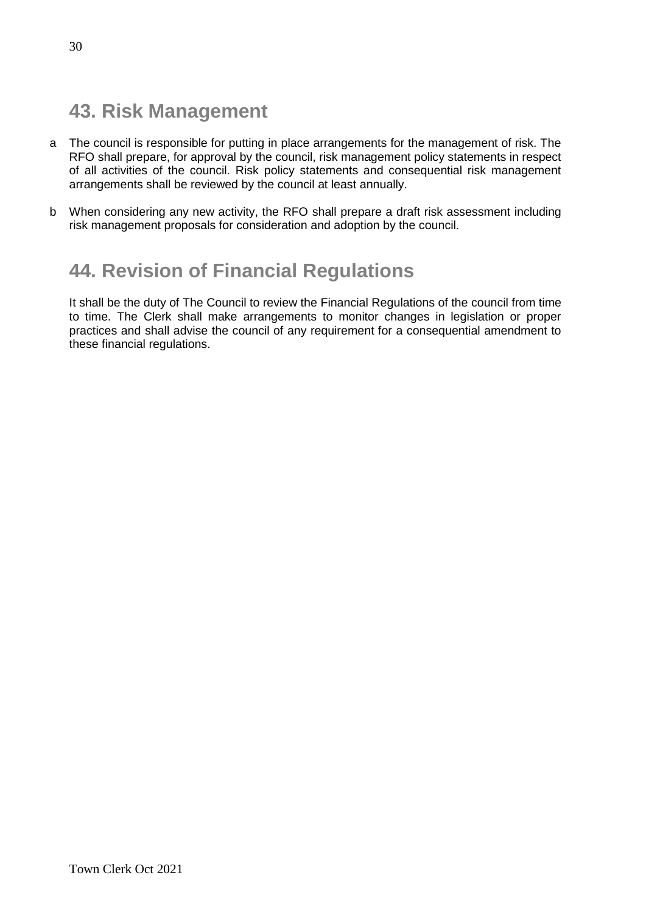## 43. Risk Management

a The council is responsible for putting in place arrangements for the management of risk. The RFO shall prepare, for approval by the council, risk management policy statements in respect of all activities of the council. Risk policy statements and consequential risk management arrangements shall be reviewed by the council at least annually.

b When considering any new activity, the RFO shall prepare a draft risk assessment including risk management proposals for consideration and adoption by the council.

## 44. Revision of Financial Regulations

It shall be the duty of The Council to review the Financial Regulations of the council from time to time. The Clerk shall make arrangements to monitor changes in legislation or proper practices and shall advise the council of any requirement for a consequential amendment to these financial regulations.